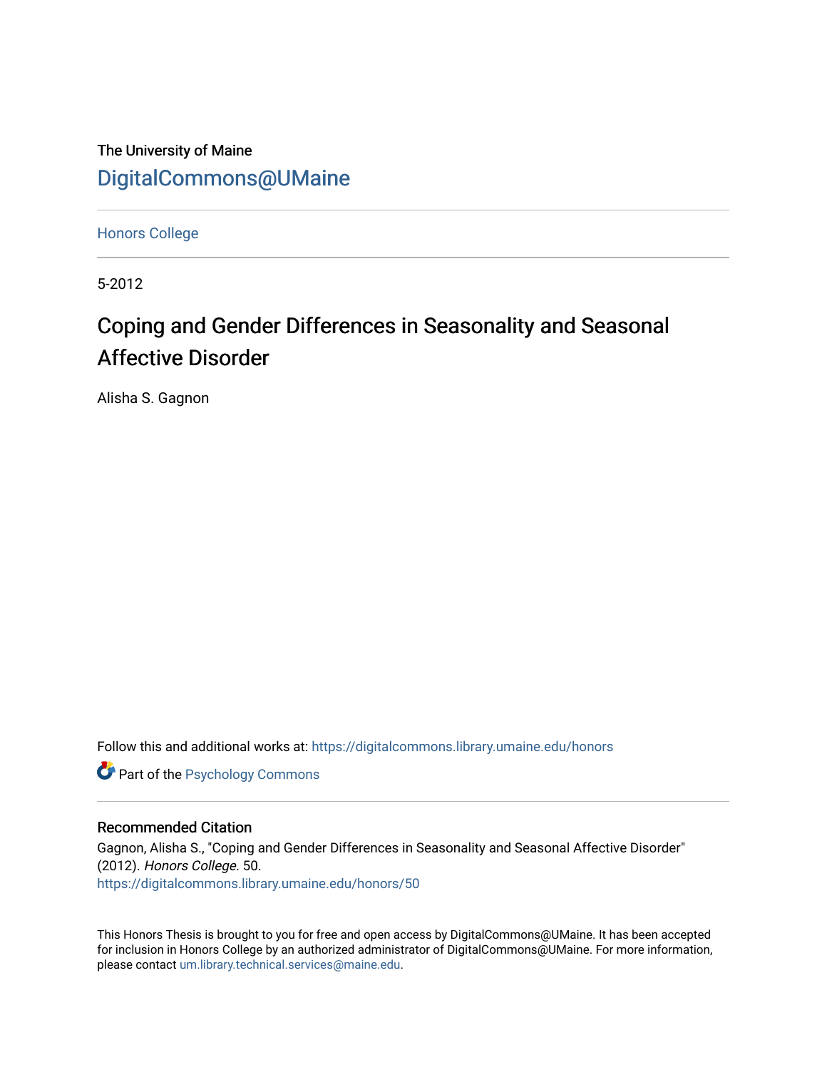The University of Maine

[DigitalCommons@UMaine](https://digitalcommons.library.umaine.edu/)

---

[Honors College](https://digitalcommons.library.umaine.edu/honors)

---

5-2012

# Coping and Gender Differences in Seasonality and Seasonal Affective Disorder

Alisha S. Gagnon

Follow this and additional works at: https://digitalcommons.library.umaine.edu/honors

Part of the [Psychology Commons](http://network.bepress.com/hgg/discipline/404?utm_source=digitalcommons.library.umaine.edu%2Fhonors%2F50&utm_medium=PDF&utm_campaign=PDFCoverPages)

---

## Recommended Citation

Gagnon, Alisha S., "Coping and Gender Differences in Seasonality and Seasonal Affective Disorder" (2012). *Honors College*. 50.
https://digitalcommons.library.umaine.edu/honors/50

---

This Honors Thesis is brought to you for free and open access by DigitalCommons@UMaine. It has been accepted for inclusion in Honors College by an authorized administrator of DigitalCommons@UMaine. For more information, please contact um.library.technical.services@maine.edu.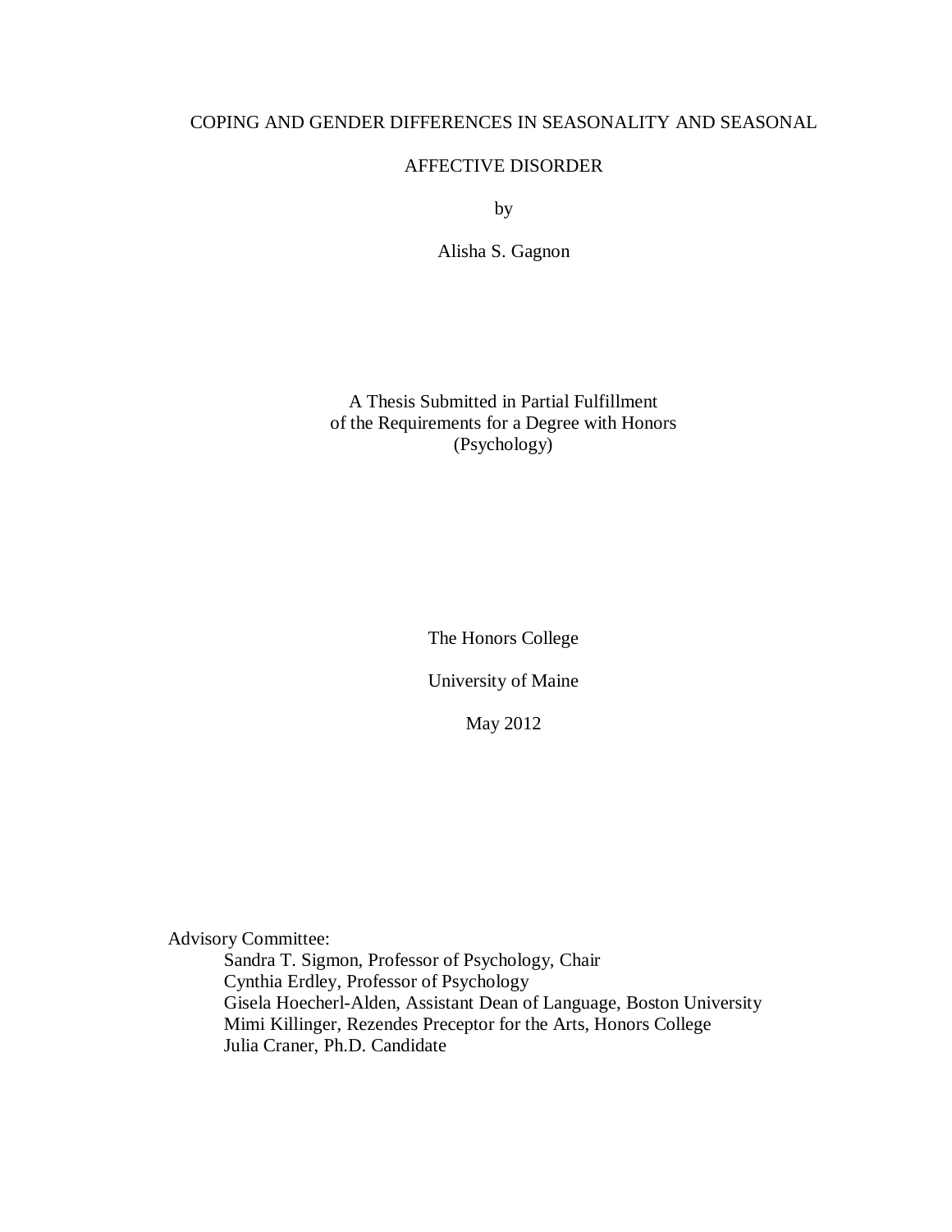# COPING AND GENDER DIFFERENCES IN SEASONALITY AND SEASONAL AFFECTIVE DISORDER

by

Alisha S. Gagnon

A Thesis Submitted in Partial Fulfillment
of the Requirements for a Degree with Honors
(Psychology)

The Honors College

University of Maine

May 2012

Advisory Committee:

Sandra T. Sigmon, Professor of Psychology, Chair
Cynthia Erdley, Professor of Psychology
Gisela Hoecherl-Alden, Assistant Dean of Language, Boston University
Mimi Killinger, Rezendes Preceptor for the Arts, Honors College
Julia Craner, Ph.D. Candidate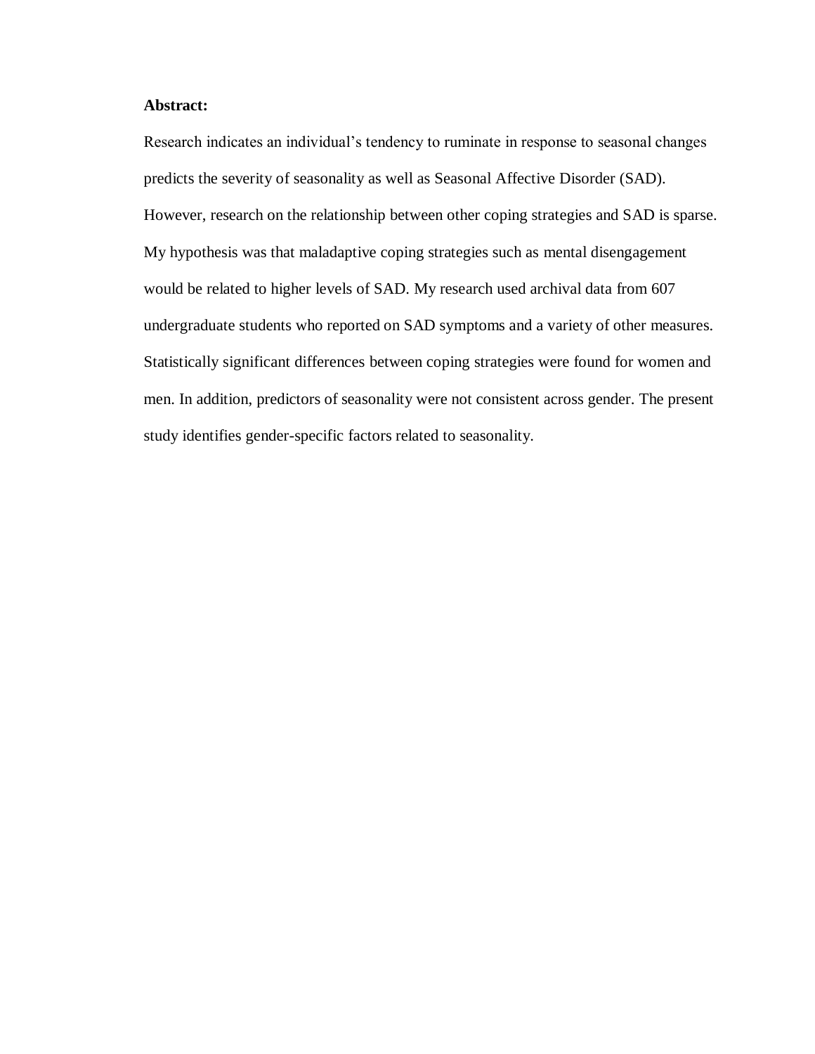**Abstract:**

Research indicates an individual’s tendency to ruminate in response to seasonal changes predicts the severity of seasonality as well as Seasonal Affective Disorder (SAD). However, research on the relationship between other coping strategies and SAD is sparse. My hypothesis was that maladaptive coping strategies such as mental disengagement would be related to higher levels of SAD. My research used archival data from 607 undergraduate students who reported on SAD symptoms and a variety of other measures. Statistically significant differences between coping strategies were found for women and men. In addition, predictors of seasonality were not consistent across gender. The present study identifies gender-specific factors related to seasonality.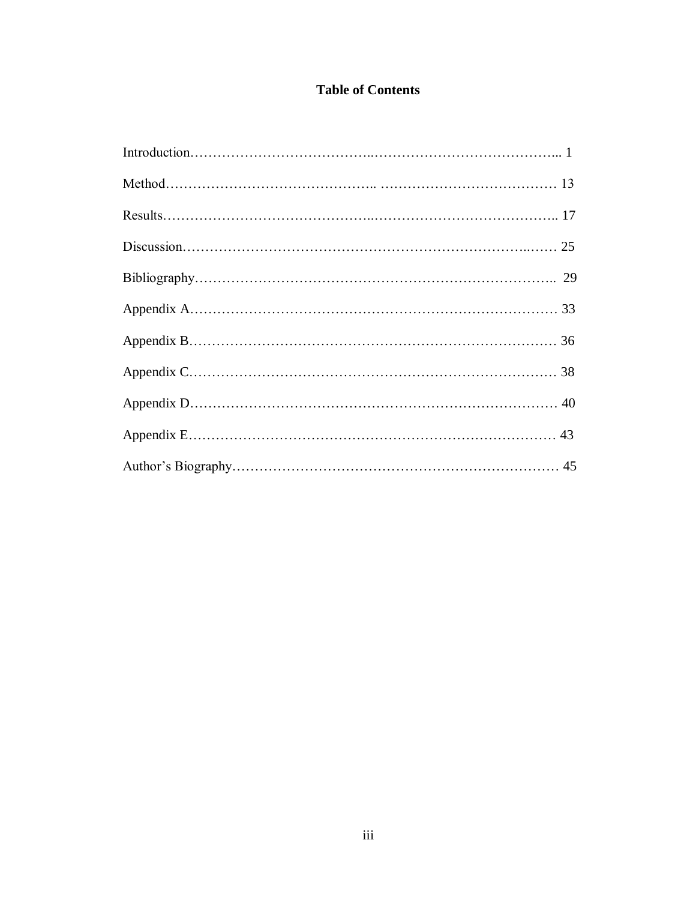# Table of Contents

Introduction........................................................................... 1

Method................................................................................ 13

Results................................................................................. 17

Discussion............................................................................ 25

Bibliography......................................................................... 29

Appendix A.......................................................................... 33

Appendix B.......................................................................... 36

Appendix C.......................................................................... 38

Appendix D.......................................................................... 40

Appendix E.......................................................................... 43

Author's Biography.............................................................. 45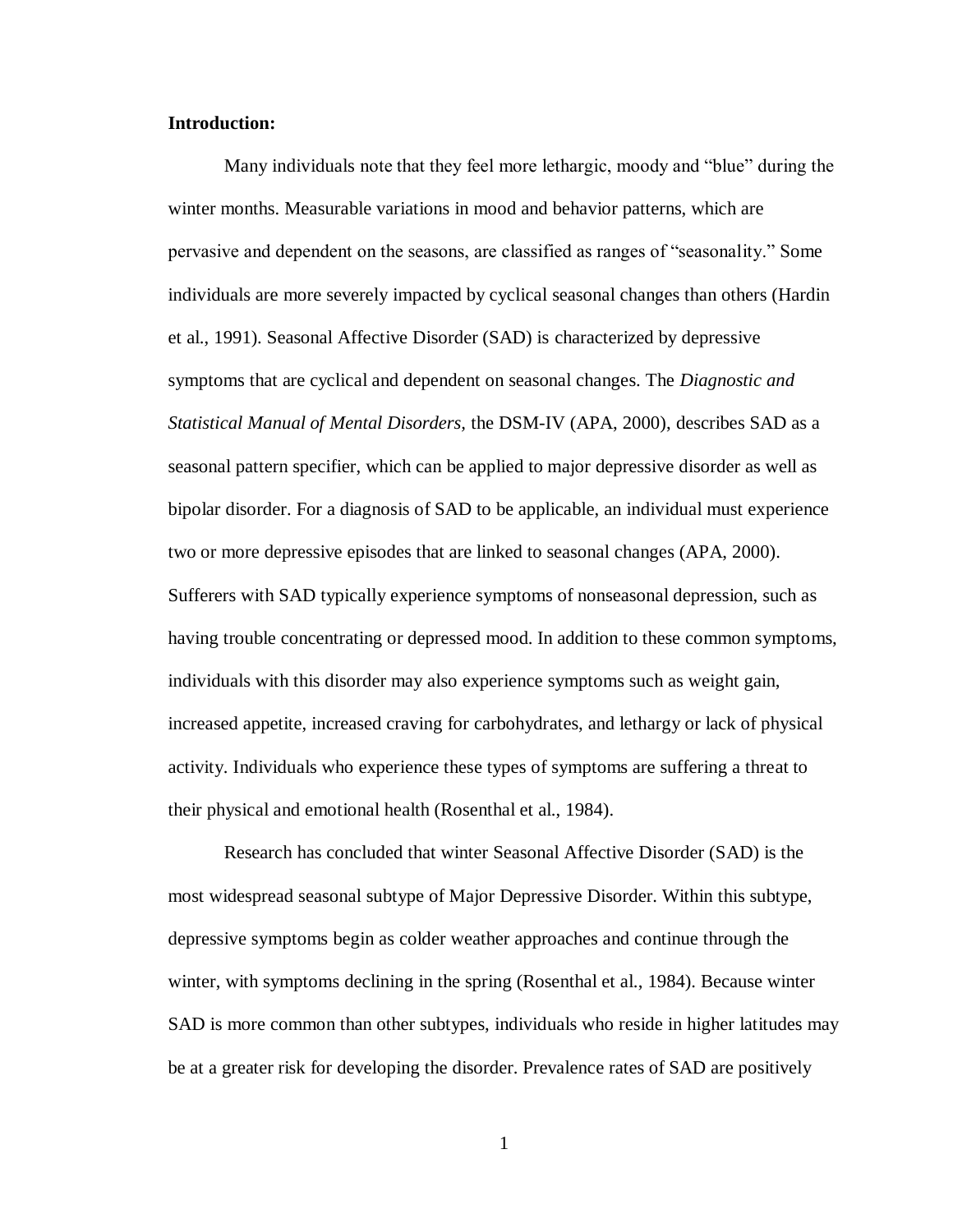**Introduction:**

Many individuals note that they feel more lethargic, moody and "blue" during the winter months. Measurable variations in mood and behavior patterns, which are pervasive and dependent on the seasons, are classified as ranges of "seasonality." Some individuals are more severely impacted by cyclical seasonal changes than others (Hardin et al., 1991). Seasonal Affective Disorder (SAD) is characterized by depressive symptoms that are cyclical and dependent on seasonal changes. The *Diagnostic and Statistical Manual of Mental Disorders,* the DSM-IV (APA, 2000), describes SAD as a seasonal pattern specifier, which can be applied to major depressive disorder as well as bipolar disorder. For a diagnosis of SAD to be applicable, an individual must experience two or more depressive episodes that are linked to seasonal changes (APA, 2000). Sufferers with SAD typically experience symptoms of nonseasonal depression, such as having trouble concentrating or depressed mood. In addition to these common symptoms, individuals with this disorder may also experience symptoms such as weight gain, increased appetite, increased craving for carbohydrates, and lethargy or lack of physical activity. Individuals who experience these types of symptoms are suffering a threat to their physical and emotional health (Rosenthal et al., 1984).

Research has concluded that winter Seasonal Affective Disorder (SAD) is the most widespread seasonal subtype of Major Depressive Disorder. Within this subtype, depressive symptoms begin as colder weather approaches and continue through the winter, with symptoms declining in the spring (Rosenthal et al., 1984). Because winter SAD is more common than other subtypes, individuals who reside in higher latitudes may be at a greater risk for developing the disorder. Prevalence rates of SAD are positively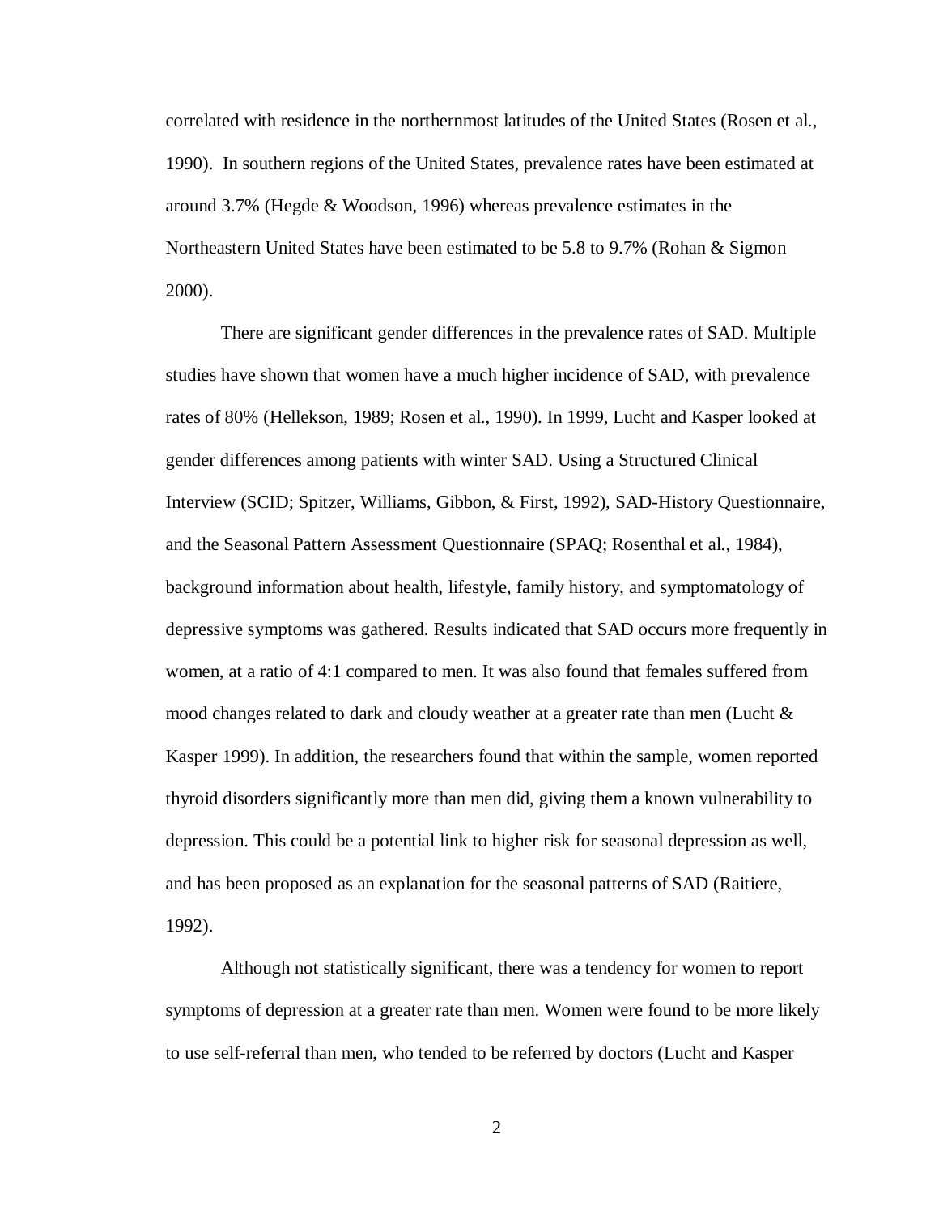correlated with residence in the northernmost latitudes of the United States (Rosen et al., 1990). In southern regions of the United States, prevalence rates have been estimated at around 3.7% (Hegde & Woodson, 1996) whereas prevalence estimates in the Northeastern United States have been estimated to be 5.8 to 9.7% (Rohan & Sigmon 2000).

There are significant gender differences in the prevalence rates of SAD. Multiple studies have shown that women have a much higher incidence of SAD, with prevalence rates of 80% (Hellekson, 1989; Rosen et al., 1990). In 1999, Lucht and Kasper looked at gender differences among patients with winter SAD. Using a Structured Clinical Interview (SCID; Spitzer, Williams, Gibbon, & First, 1992), SAD-History Questionnaire, and the Seasonal Pattern Assessment Questionnaire (SPAQ; Rosenthal et al., 1984), background information about health, lifestyle, family history, and symptomatology of depressive symptoms was gathered. Results indicated that SAD occurs more frequently in women, at a ratio of 4:1 compared to men. It was also found that females suffered from mood changes related to dark and cloudy weather at a greater rate than men (Lucht & Kasper 1999). In addition, the researchers found that within the sample, women reported thyroid disorders significantly more than men did, giving them a known vulnerability to depression. This could be a potential link to higher risk for seasonal depression as well, and has been proposed as an explanation for the seasonal patterns of SAD (Raitiere, 1992).

Although not statistically significant, there was a tendency for women to report symptoms of depression at a greater rate than men. Women were found to be more likely to use self-referral than men, who tended to be referred by doctors (Lucht and Kasper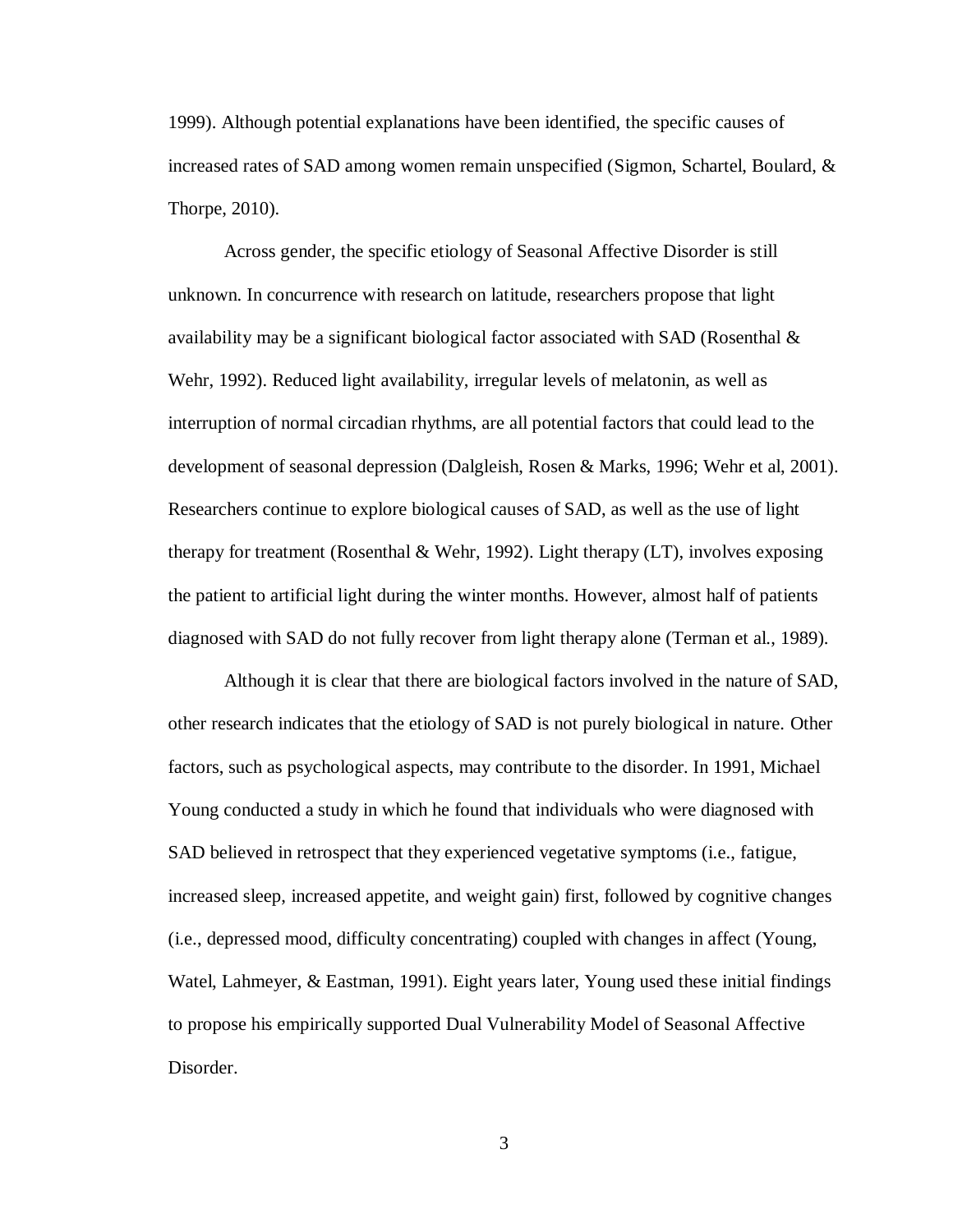1999). Although potential explanations have been identified, the specific causes of increased rates of SAD among women remain unspecified (Sigmon, Schartel, Boulard, & Thorpe, 2010).

Across gender, the specific etiology of Seasonal Affective Disorder is still unknown. In concurrence with research on latitude, researchers propose that light availability may be a significant biological factor associated with SAD (Rosenthal & Wehr, 1992). Reduced light availability, irregular levels of melatonin, as well as interruption of normal circadian rhythms, are all potential factors that could lead to the development of seasonal depression (Dalgleish, Rosen & Marks, 1996; Wehr et al, 2001). Researchers continue to explore biological causes of SAD, as well as the use of light therapy for treatment (Rosenthal & Wehr, 1992). Light therapy (LT), involves exposing the patient to artificial light during the winter months. However, almost half of patients diagnosed with SAD do not fully recover from light therapy alone (Terman et al., 1989).

Although it is clear that there are biological factors involved in the nature of SAD, other research indicates that the etiology of SAD is not purely biological in nature. Other factors, such as psychological aspects, may contribute to the disorder. In 1991, Michael Young conducted a study in which he found that individuals who were diagnosed with SAD believed in retrospect that they experienced vegetative symptoms (i.e., fatigue, increased sleep, increased appetite, and weight gain) first, followed by cognitive changes (i.e., depressed mood, difficulty concentrating) coupled with changes in affect (Young, Watel, Lahmeyer, & Eastman, 1991). Eight years later, Young used these initial findings to propose his empirically supported Dual Vulnerability Model of Seasonal Affective Disorder.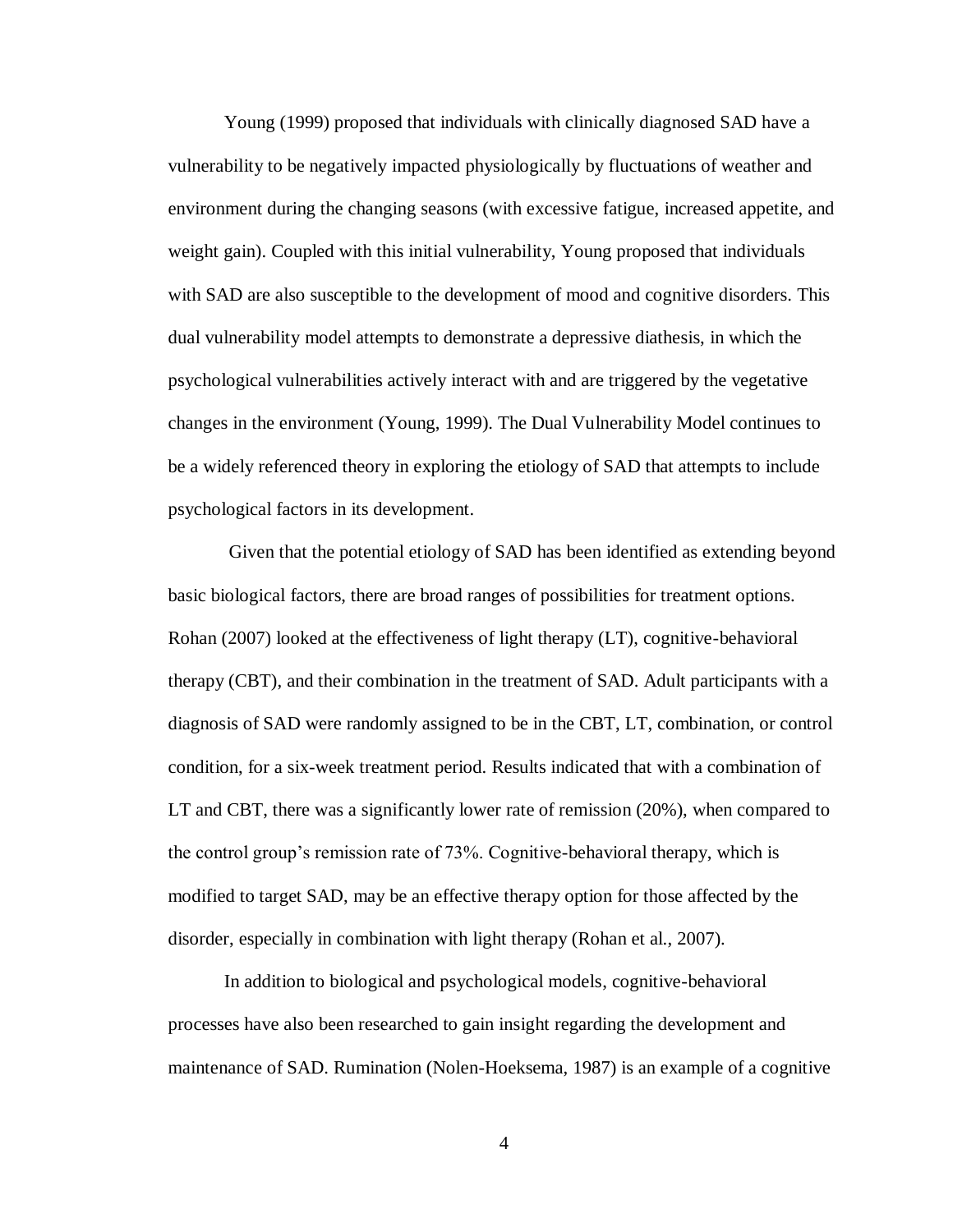Young (1999) proposed that individuals with clinically diagnosed SAD have a vulnerability to be negatively impacted physiologically by fluctuations of weather and environment during the changing seasons (with excessive fatigue, increased appetite, and weight gain). Coupled with this initial vulnerability, Young proposed that individuals with SAD are also susceptible to the development of mood and cognitive disorders. This dual vulnerability model attempts to demonstrate a depressive diathesis, in which the psychological vulnerabilities actively interact with and are triggered by the vegetative changes in the environment (Young, 1999). The Dual Vulnerability Model continues to be a widely referenced theory in exploring the etiology of SAD that attempts to include psychological factors in its development.

Given that the potential etiology of SAD has been identified as extending beyond basic biological factors, there are broad ranges of possibilities for treatment options. Rohan (2007) looked at the effectiveness of light therapy (LT), cognitive-behavioral therapy (CBT), and their combination in the treatment of SAD. Adult participants with a diagnosis of SAD were randomly assigned to be in the CBT, LT, combination, or control condition, for a six-week treatment period. Results indicated that with a combination of LT and CBT, there was a significantly lower rate of remission (20%), when compared to the control group's remission rate of 73%. Cognitive-behavioral therapy, which is modified to target SAD, may be an effective therapy option for those affected by the disorder, especially in combination with light therapy (Rohan et al., 2007).

In addition to biological and psychological models, cognitive-behavioral processes have also been researched to gain insight regarding the development and maintenance of SAD. Rumination (Nolen-Hoeksema, 1987) is an example of a cognitive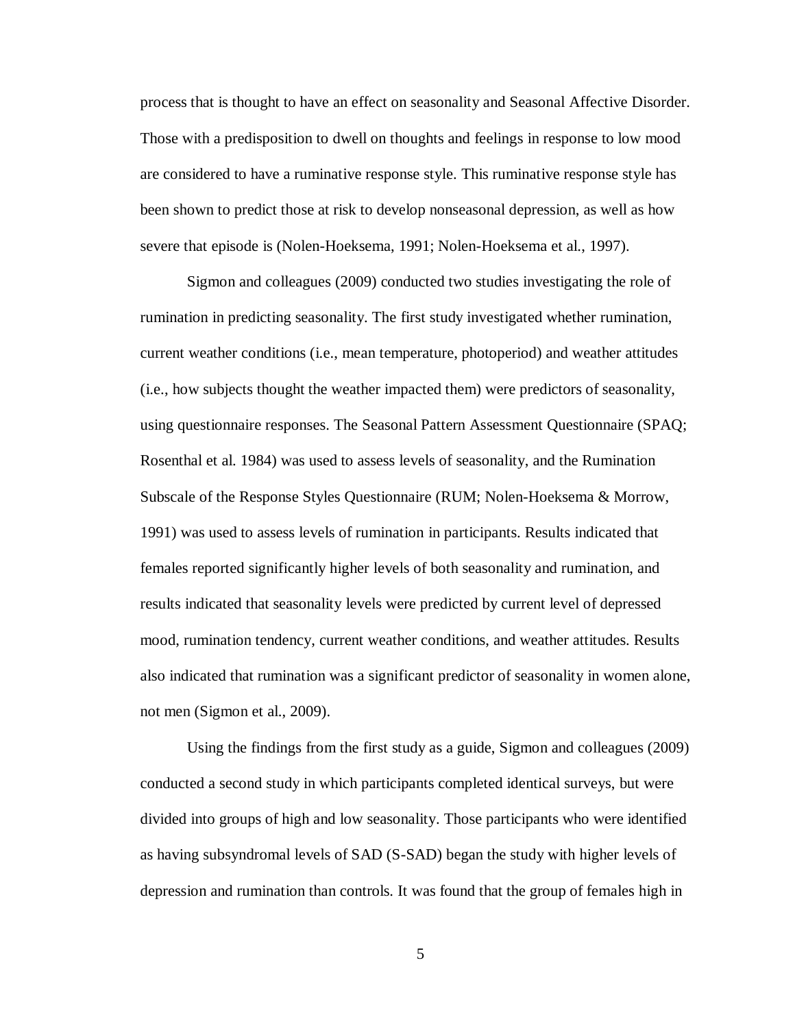process that is thought to have an effect on seasonality and Seasonal Affective Disorder. Those with a predisposition to dwell on thoughts and feelings in response to low mood are considered to have a ruminative response style. This ruminative response style has been shown to predict those at risk to develop nonseasonal depression, as well as how severe that episode is (Nolen-Hoeksema, 1991; Nolen-Hoeksema et al., 1997).

Sigmon and colleagues (2009) conducted two studies investigating the role of rumination in predicting seasonality. The first study investigated whether rumination, current weather conditions (i.e., mean temperature, photoperiod) and weather attitudes (i.e., how subjects thought the weather impacted them) were predictors of seasonality, using questionnaire responses. The Seasonal Pattern Assessment Questionnaire (SPAQ; Rosenthal et al. 1984) was used to assess levels of seasonality, and the Rumination Subscale of the Response Styles Questionnaire (RUM; Nolen-Hoeksema & Morrow, 1991) was used to assess levels of rumination in participants. Results indicated that females reported significantly higher levels of both seasonality and rumination, and results indicated that seasonality levels were predicted by current level of depressed mood, rumination tendency, current weather conditions, and weather attitudes. Results also indicated that rumination was a significant predictor of seasonality in women alone, not men (Sigmon et al., 2009).

Using the findings from the first study as a guide, Sigmon and colleagues (2009) conducted a second study in which participants completed identical surveys, but were divided into groups of high and low seasonality. Those participants who were identified as having subsyndromal levels of SAD (S-SAD) began the study with higher levels of depression and rumination than controls. It was found that the group of females high in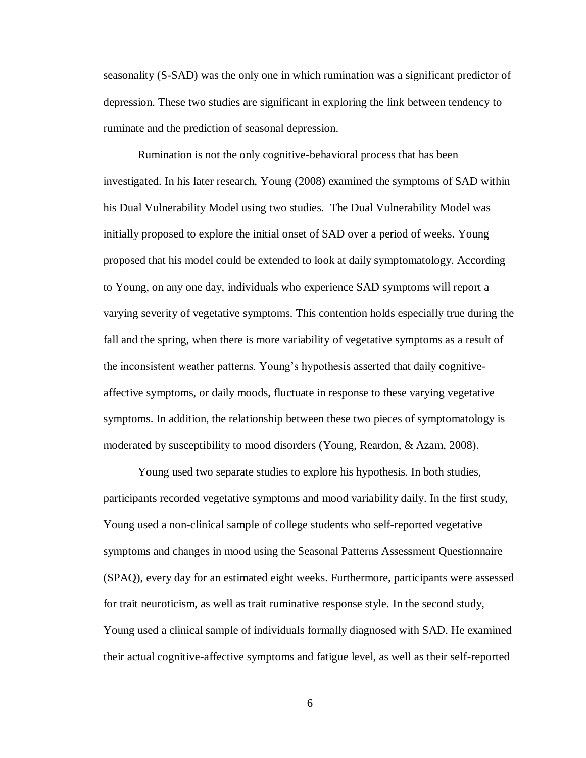seasonality (S-SAD) was the only one in which rumination was a significant predictor of depression. These two studies are significant in exploring the link between tendency to ruminate and the prediction of seasonal depression.

Rumination is not the only cognitive-behavioral process that has been investigated. In his later research, Young (2008) examined the symptoms of SAD within his Dual Vulnerability Model using two studies. The Dual Vulnerability Model was initially proposed to explore the initial onset of SAD over a period of weeks. Young proposed that his model could be extended to look at daily symptomatology. According to Young, on any one day, individuals who experience SAD symptoms will report a varying severity of vegetative symptoms. This contention holds especially true during the fall and the spring, when there is more variability of vegetative symptoms as a result of the inconsistent weather patterns. Young's hypothesis asserted that daily cognitive-affective symptoms, or daily moods, fluctuate in response to these varying vegetative symptoms. In addition, the relationship between these two pieces of symptomatology is moderated by susceptibility to mood disorders (Young, Reardon, & Azam, 2008).

Young used two separate studies to explore his hypothesis. In both studies, participants recorded vegetative symptoms and mood variability daily. In the first study, Young used a non-clinical sample of college students who self-reported vegetative symptoms and changes in mood using the Seasonal Patterns Assessment Questionnaire (SPAQ), every day for an estimated eight weeks. Furthermore, participants were assessed for trait neuroticism, as well as trait ruminative response style. In the second study, Young used a clinical sample of individuals formally diagnosed with SAD. He examined their actual cognitive-affective symptoms and fatigue level, as well as their self-reported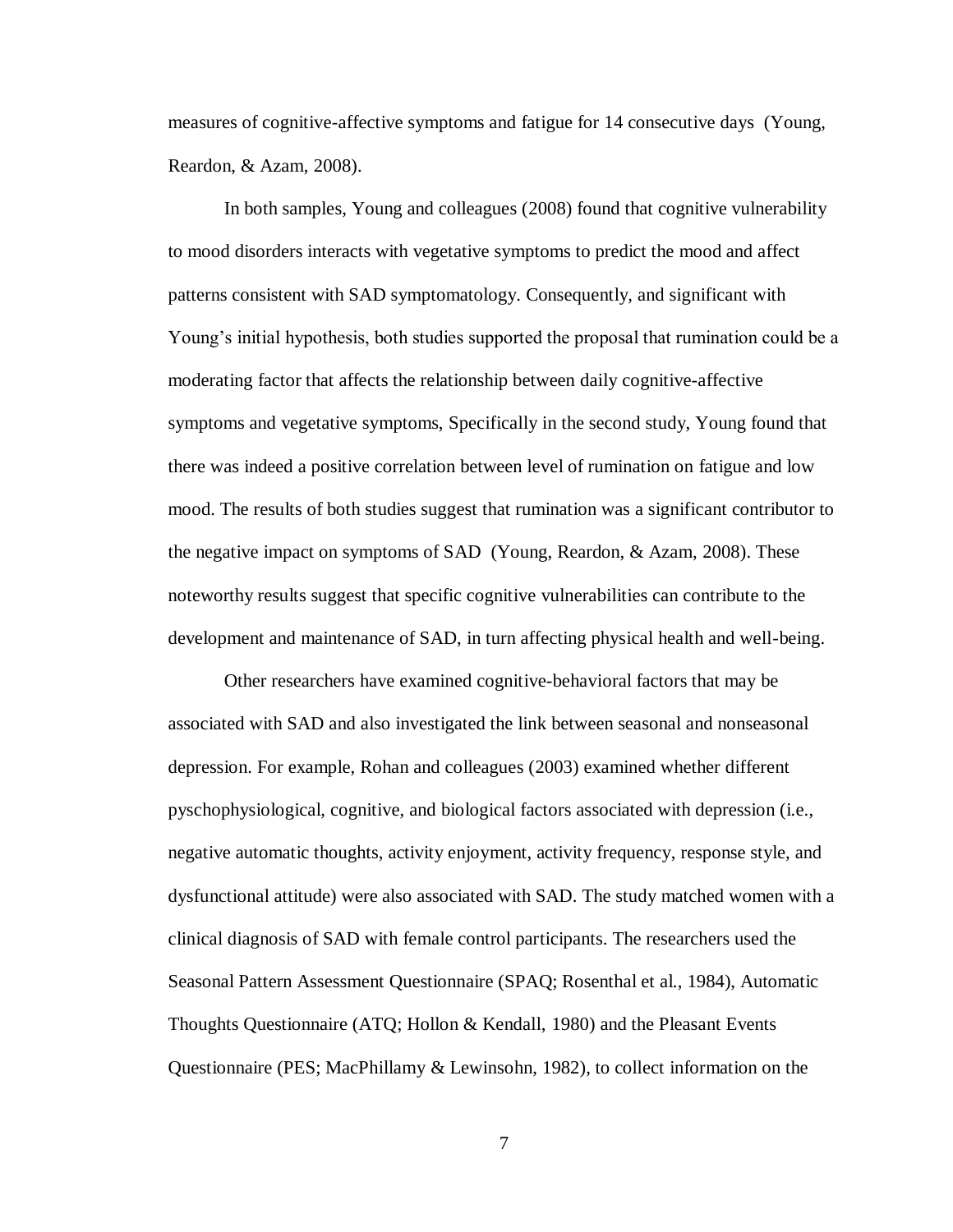measures of cognitive-affective symptoms and fatigue for 14 consecutive days (Young, Reardon, & Azam, 2008).

In both samples, Young and colleagues (2008) found that cognitive vulnerability to mood disorders interacts with vegetative symptoms to predict the mood and affect patterns consistent with SAD symptomatology. Consequently, and significant with Young's initial hypothesis, both studies supported the proposal that rumination could be a moderating factor that affects the relationship between daily cognitive-affective symptoms and vegetative symptoms, Specifically in the second study, Young found that there was indeed a positive correlation between level of rumination on fatigue and low mood. The results of both studies suggest that rumination was a significant contributor to the negative impact on symptoms of SAD (Young, Reardon, & Azam, 2008). These noteworthy results suggest that specific cognitive vulnerabilities can contribute to the development and maintenance of SAD, in turn affecting physical health and well-being.

Other researchers have examined cognitive-behavioral factors that may be associated with SAD and also investigated the link between seasonal and nonseasonal depression. For example, Rohan and colleagues (2003) examined whether different pyschophysiological, cognitive, and biological factors associated with depression (i.e., negative automatic thoughts, activity enjoyment, activity frequency, response style, and dysfunctional attitude) were also associated with SAD. The study matched women with a clinical diagnosis of SAD with female control participants. The researchers used the Seasonal Pattern Assessment Questionnaire (SPAQ; Rosenthal et al., 1984), Automatic Thoughts Questionnaire (ATQ; Hollon & Kendall, 1980) and the Pleasant Events Questionnaire (PES; MacPhillamy & Lewinsohn, 1982), to collect information on the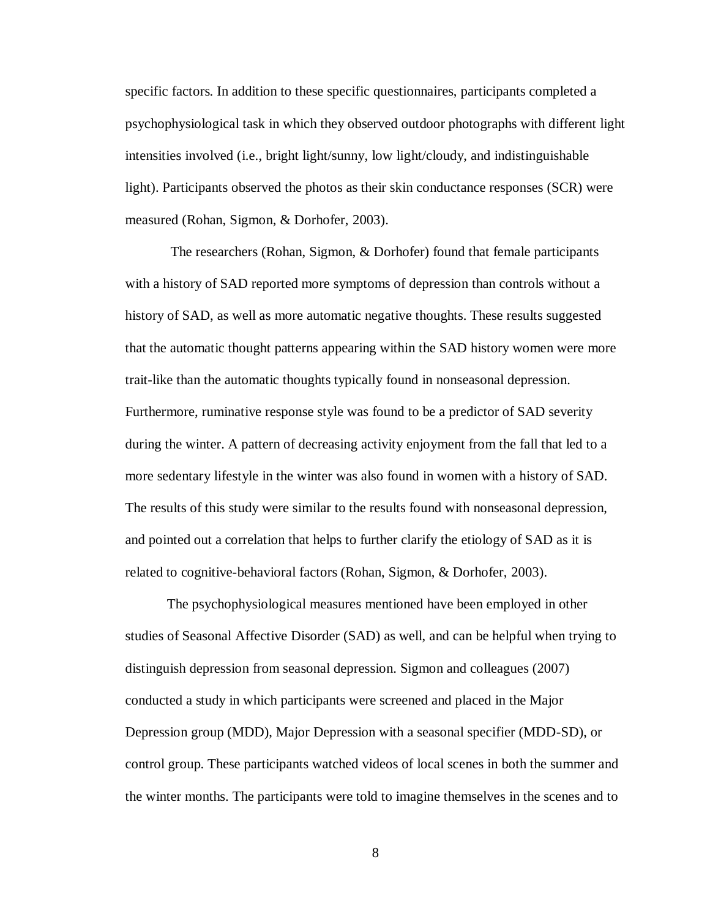specific factors. In addition to these specific questionnaires, participants completed a psychophysiological task in which they observed outdoor photographs with different light intensities involved (i.e., bright light/sunny, low light/cloudy, and indistinguishable light). Participants observed the photos as their skin conductance responses (SCR) were measured (Rohan, Sigmon, & Dorhofer, 2003).

The researchers (Rohan, Sigmon, & Dorhofer) found that female participants with a history of SAD reported more symptoms of depression than controls without a history of SAD, as well as more automatic negative thoughts. These results suggested that the automatic thought patterns appearing within the SAD history women were more trait-like than the automatic thoughts typically found in nonseasonal depression. Furthermore, ruminative response style was found to be a predictor of SAD severity during the winter. A pattern of decreasing activity enjoyment from the fall that led to a more sedentary lifestyle in the winter was also found in women with a history of SAD. The results of this study were similar to the results found with nonseasonal depression, and pointed out a correlation that helps to further clarify the etiology of SAD as it is related to cognitive-behavioral factors (Rohan, Sigmon, & Dorhofer, 2003).

The psychophysiological measures mentioned have been employed in other studies of Seasonal Affective Disorder (SAD) as well, and can be helpful when trying to distinguish depression from seasonal depression. Sigmon and colleagues (2007) conducted a study in which participants were screened and placed in the Major Depression group (MDD), Major Depression with a seasonal specifier (MDD-SD), or control group. These participants watched videos of local scenes in both the summer and the winter months. The participants were told to imagine themselves in the scenes and to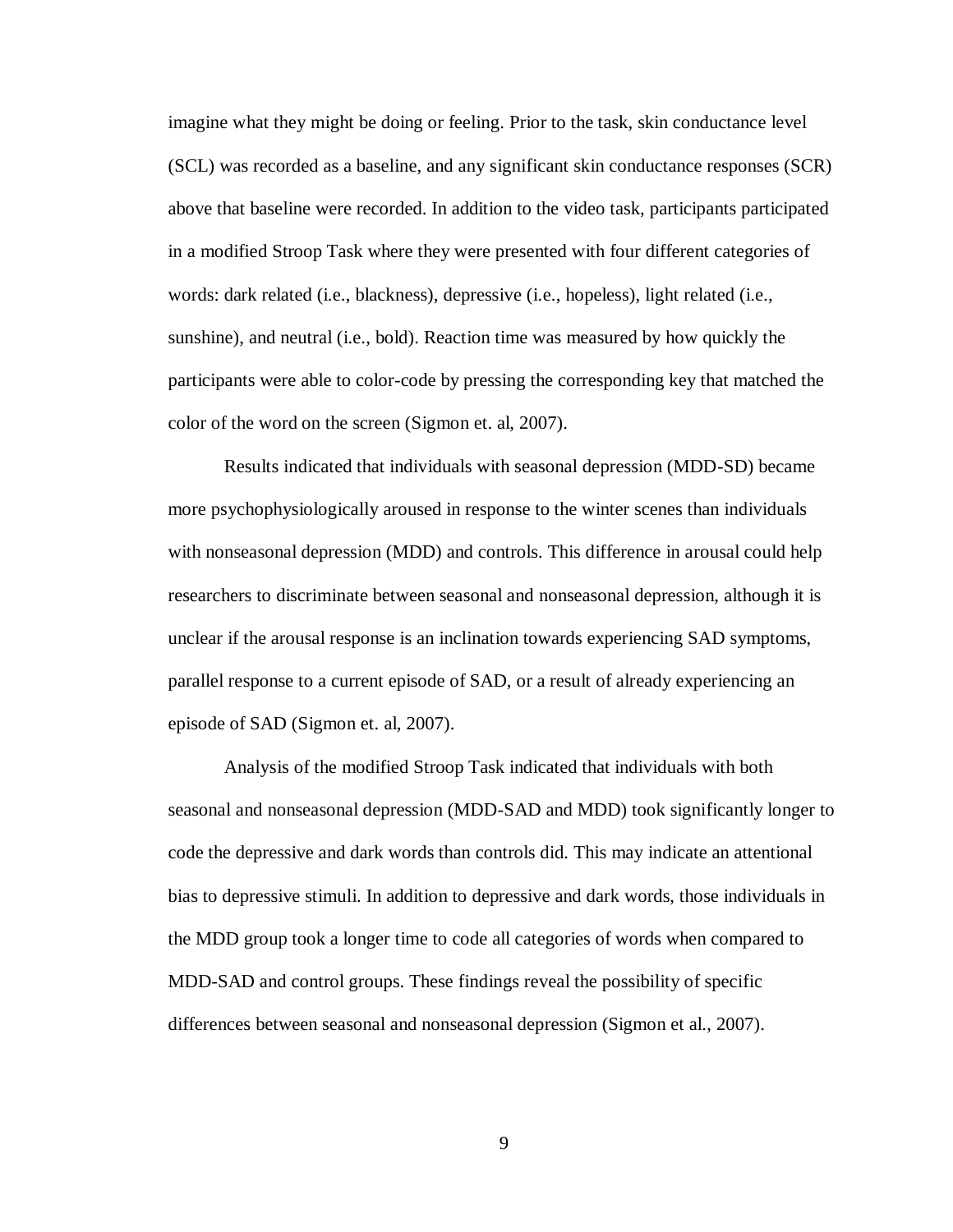imagine what they might be doing or feeling. Prior to the task, skin conductance level (SCL) was recorded as a baseline, and any significant skin conductance responses (SCR) above that baseline were recorded. In addition to the video task, participants participated in a modified Stroop Task where they were presented with four different categories of words: dark related (i.e., blackness), depressive (i.e., hopeless), light related (i.e., sunshine), and neutral (i.e., bold). Reaction time was measured by how quickly the participants were able to color-code by pressing the corresponding key that matched the color of the word on the screen (Sigmon et. al, 2007).

Results indicated that individuals with seasonal depression (MDD-SD) became more psychophysiologically aroused in response to the winter scenes than individuals with nonseasonal depression (MDD) and controls. This difference in arousal could help researchers to discriminate between seasonal and nonseasonal depression, although it is unclear if the arousal response is an inclination towards experiencing SAD symptoms, parallel response to a current episode of SAD, or a result of already experiencing an episode of SAD (Sigmon et. al, 2007).

Analysis of the modified Stroop Task indicated that individuals with both seasonal and nonseasonal depression (MDD-SAD and MDD) took significantly longer to code the depressive and dark words than controls did. This may indicate an attentional bias to depressive stimuli. In addition to depressive and dark words, those individuals in the MDD group took a longer time to code all categories of words when compared to MDD-SAD and control groups. These findings reveal the possibility of specific differences between seasonal and nonseasonal depression (Sigmon et al., 2007).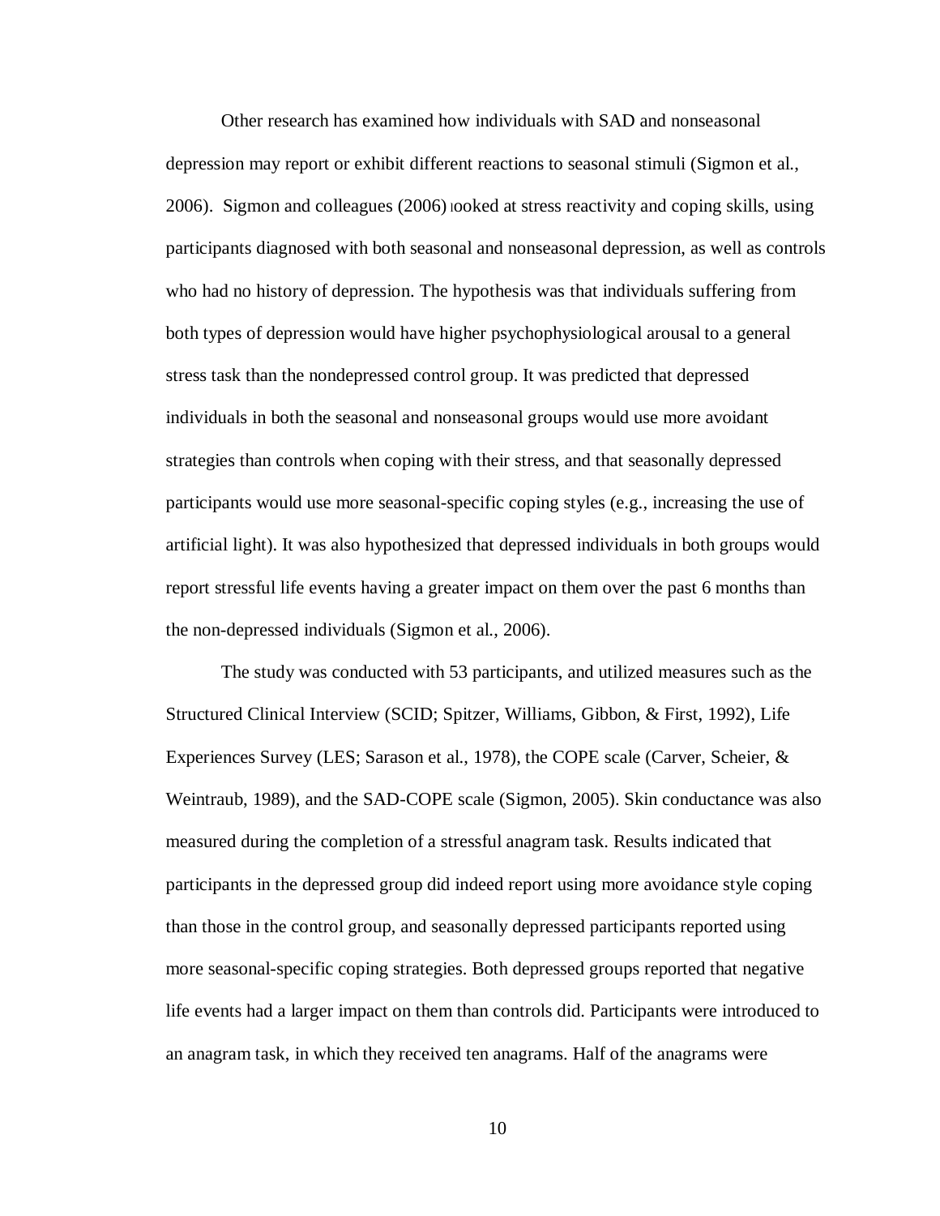Other research has examined how individuals with SAD and nonseasonal depression may report or exhibit different reactions to seasonal stimuli (Sigmon et al., 2006). Sigmon and colleagues (2006) looked at stress reactivity and coping skills, using participants diagnosed with both seasonal and nonseasonal depression, as well as controls who had no history of depression. The hypothesis was that individuals suffering from both types of depression would have higher psychophysiological arousal to a general stress task than the nondepressed control group. It was predicted that depressed individuals in both the seasonal and nonseasonal groups would use more avoidant strategies than controls when coping with their stress, and that seasonally depressed participants would use more seasonal-specific coping styles (e.g., increasing the use of artificial light). It was also hypothesized that depressed individuals in both groups would report stressful life events having a greater impact on them over the past 6 months than the non-depressed individuals (Sigmon et al., 2006).

The study was conducted with 53 participants, and utilized measures such as the Structured Clinical Interview (SCID; Spitzer, Williams, Gibbon, & First, 1992), Life Experiences Survey (LES; Sarason et al., 1978), the COPE scale (Carver, Scheier, & Weintraub, 1989), and the SAD-COPE scale (Sigmon, 2005). Skin conductance was also measured during the completion of a stressful anagram task. Results indicated that participants in the depressed group did indeed report using more avoidance style coping than those in the control group, and seasonally depressed participants reported using more seasonal-specific coping strategies. Both depressed groups reported that negative life events had a larger impact on them than controls did. Participants were introduced to an anagram task, in which they received ten anagrams. Half of the anagrams were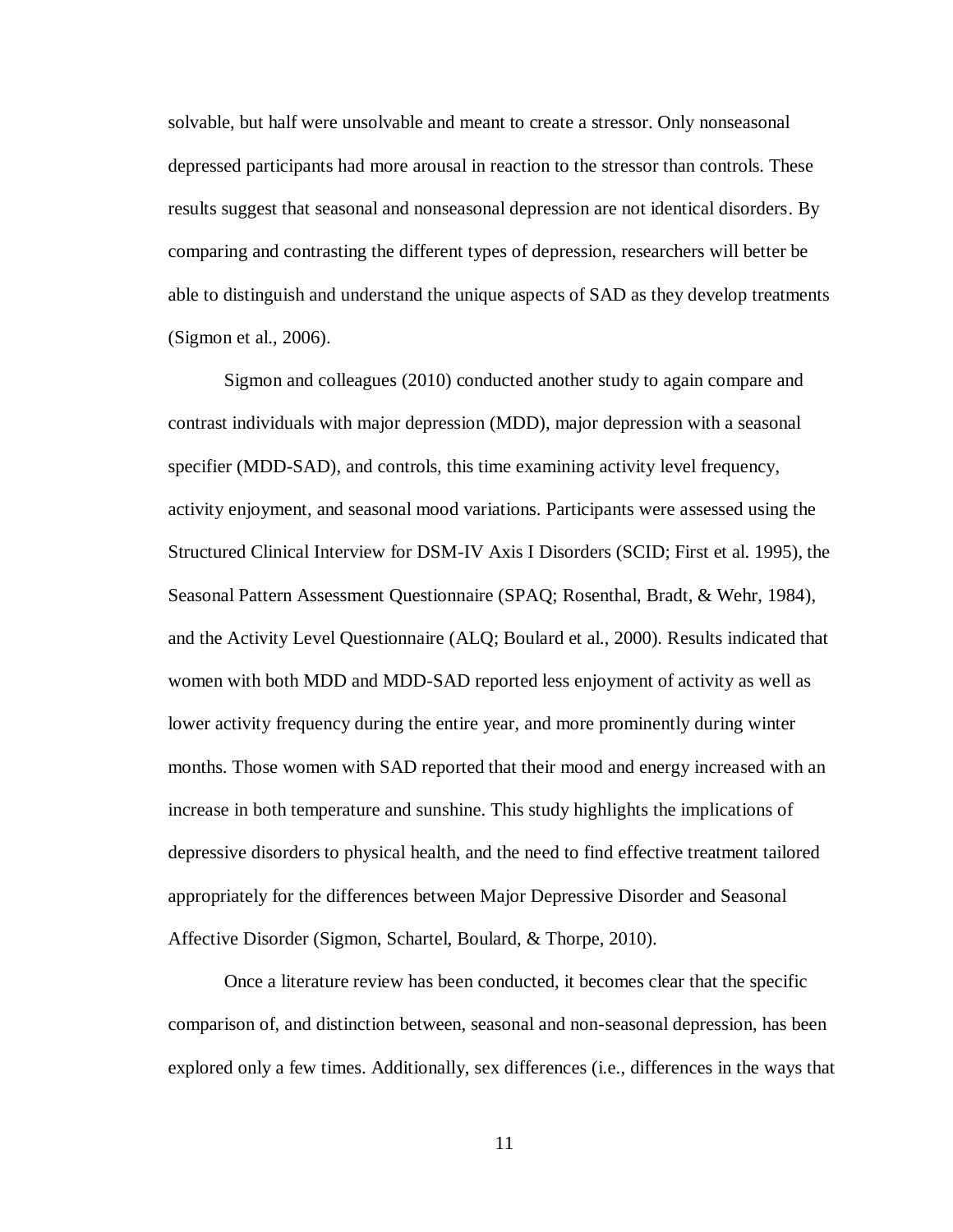solvable, but half were unsolvable and meant to create a stressor. Only nonseasonal depressed participants had more arousal in reaction to the stressor than controls. These results suggest that seasonal and nonseasonal depression are not identical disorders. By comparing and contrasting the different types of depression, researchers will better be able to distinguish and understand the unique aspects of SAD as they develop treatments (Sigmon et al., 2006).

Sigmon and colleagues (2010) conducted another study to again compare and contrast individuals with major depression (MDD), major depression with a seasonal specifier (MDD-SAD), and controls, this time examining activity level frequency, activity enjoyment, and seasonal mood variations. Participants were assessed using the Structured Clinical Interview for DSM-IV Axis I Disorders (SCID; First et al. 1995), the Seasonal Pattern Assessment Questionnaire (SPAQ; Rosenthal, Bradt, & Wehr, 1984), and the Activity Level Questionnaire (ALQ; Boulard et al., 2000). Results indicated that women with both MDD and MDD-SAD reported less enjoyment of activity as well as lower activity frequency during the entire year, and more prominently during winter months. Those women with SAD reported that their mood and energy increased with an increase in both temperature and sunshine. This study highlights the implications of depressive disorders to physical health, and the need to find effective treatment tailored appropriately for the differences between Major Depressive Disorder and Seasonal Affective Disorder (Sigmon, Schartel, Boulard, & Thorpe, 2010).

Once a literature review has been conducted, it becomes clear that the specific comparison of, and distinction between, seasonal and non-seasonal depression, has been explored only a few times. Additionally, sex differences (i.e., differences in the ways that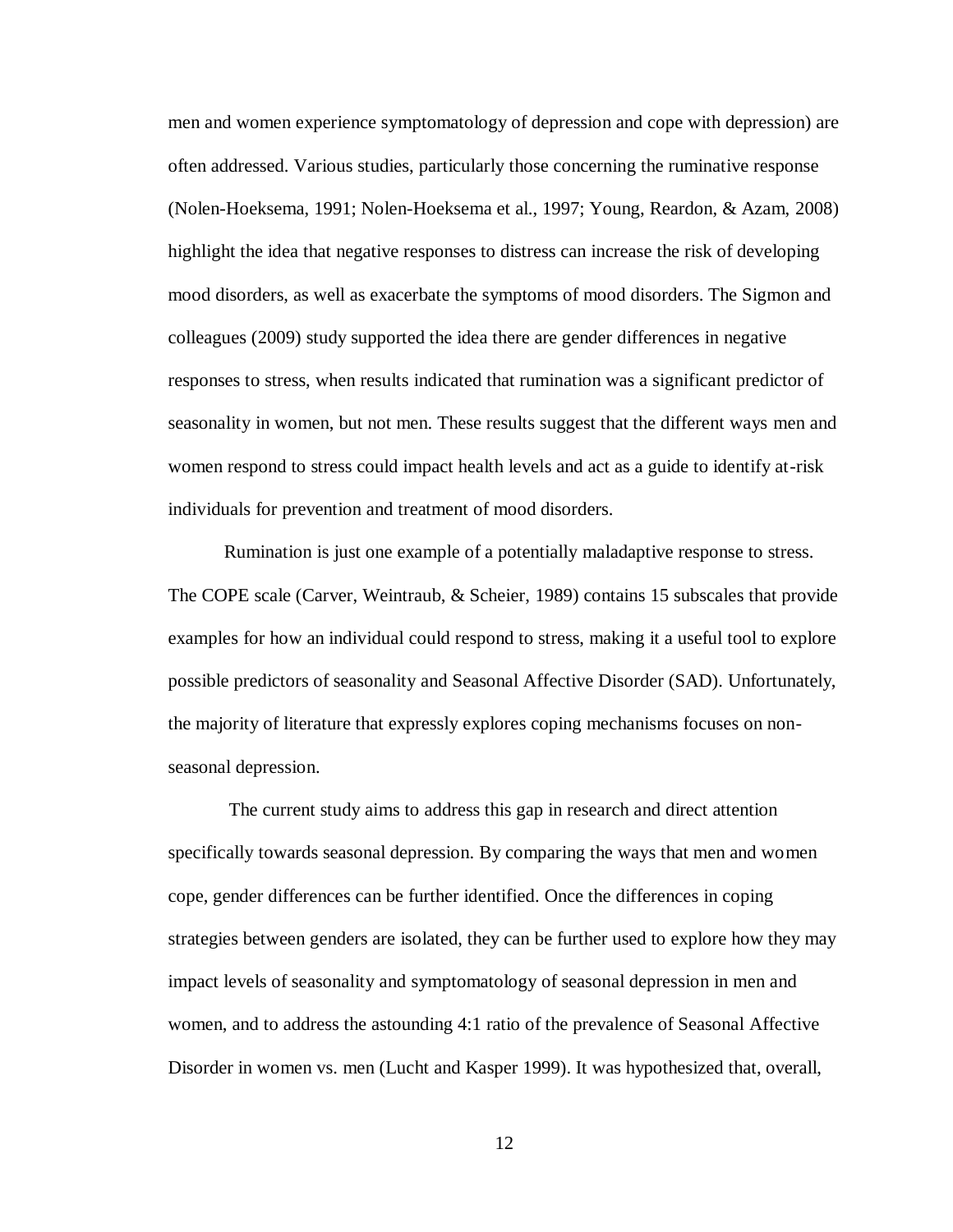men and women experience symptomatology of depression and cope with depression) are often addressed. Various studies, particularly those concerning the ruminative response (Nolen-Hoeksema, 1991; Nolen-Hoeksema et al., 1997; Young, Reardon, & Azam, 2008) highlight the idea that negative responses to distress can increase the risk of developing mood disorders, as well as exacerbate the symptoms of mood disorders. The Sigmon and colleagues (2009) study supported the idea there are gender differences in negative responses to stress, when results indicated that rumination was a significant predictor of seasonality in women, but not men. These results suggest that the different ways men and women respond to stress could impact health levels and act as a guide to identify at-risk individuals for prevention and treatment of mood disorders.

Rumination is just one example of a potentially maladaptive response to stress. The COPE scale (Carver, Weintraub, & Scheier, 1989) contains 15 subscales that provide examples for how an individual could respond to stress, making it a useful tool to explore possible predictors of seasonality and Seasonal Affective Disorder (SAD). Unfortunately, the majority of literature that expressly explores coping mechanisms focuses on non-seasonal depression.

The current study aims to address this gap in research and direct attention specifically towards seasonal depression. By comparing the ways that men and women cope, gender differences can be further identified. Once the differences in coping strategies between genders are isolated, they can be further used to explore how they may impact levels of seasonality and symptomatology of seasonal depression in men and women, and to address the astounding 4:1 ratio of the prevalence of Seasonal Affective Disorder in women vs. men (Lucht and Kasper 1999). It was hypothesized that, overall,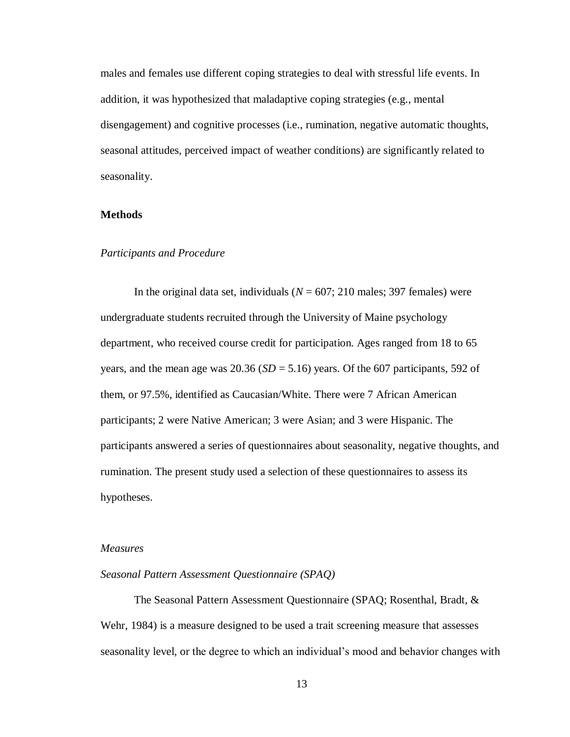males and females use different coping strategies to deal with stressful life events. In addition, it was hypothesized that maladaptive coping strategies (e.g., mental disengagement) and cognitive processes (i.e., rumination, negative automatic thoughts, seasonal attitudes, perceived impact of weather conditions) are significantly related to seasonality.

## Methods

### *Participants and Procedure*

In the original data set, individuals (*N* = 607; 210 males; 397 females) were undergraduate students recruited through the University of Maine psychology department, who received course credit for participation. Ages ranged from 18 to 65 years, and the mean age was 20.36 (*SD* = 5.16) years. Of the 607 participants, 592 of them, or 97.5%, identified as Caucasian/White. There were 7 African American participants; 2 were Native American; 3 were Asian; and 3 were Hispanic. The participants answered a series of questionnaires about seasonality, negative thoughts, and rumination. The present study used a selection of these questionnaires to assess its hypotheses.

### *Measures*

#### *Seasonal Pattern Assessment Questionnaire (SPAQ)*

The Seasonal Pattern Assessment Questionnaire (SPAQ; Rosenthal, Bradt, & Wehr, 1984) is a measure designed to be used a trait screening measure that assesses seasonality level, or the degree to which an individual's mood and behavior changes with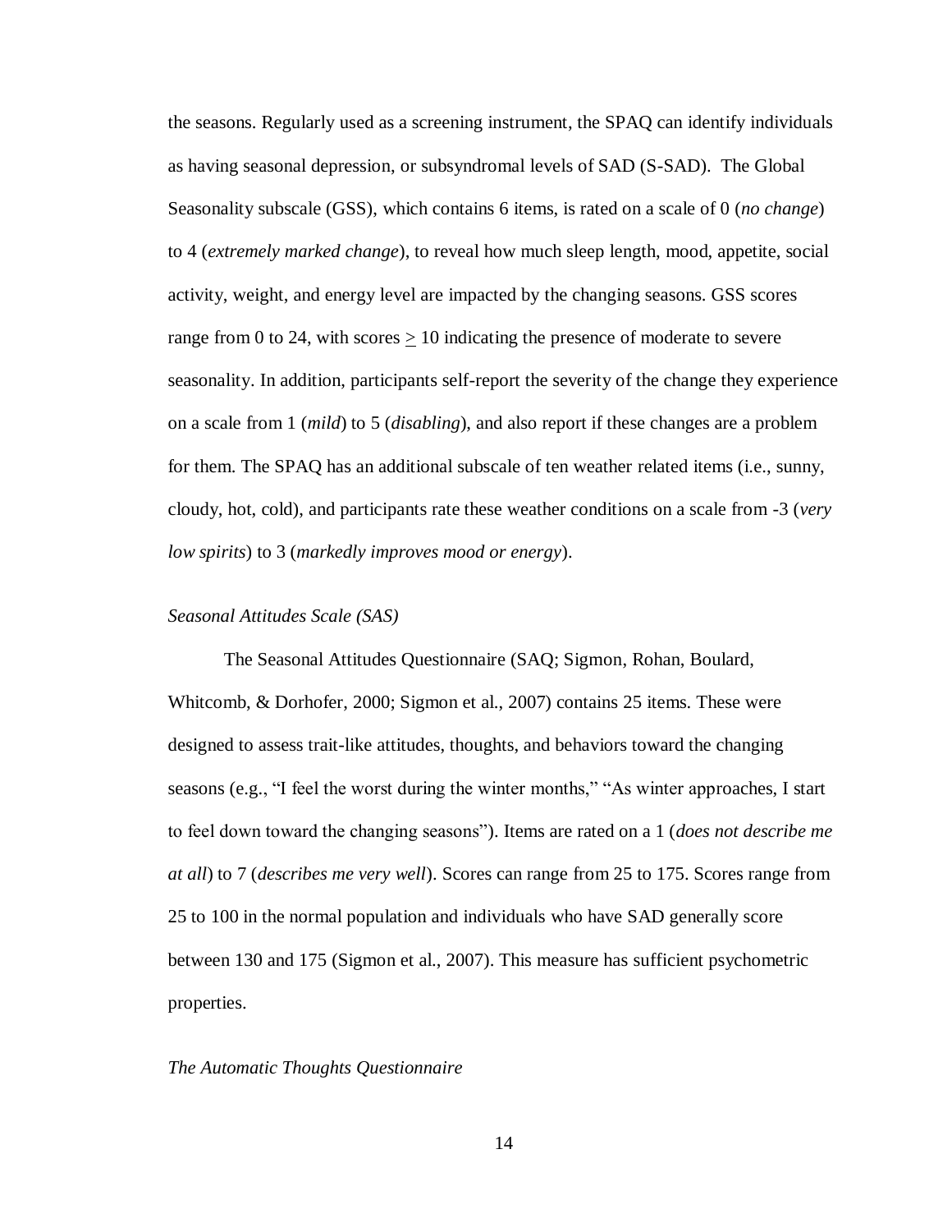the seasons. Regularly used as a screening instrument, the SPAQ can identify individuals as having seasonal depression, or subsyndromal levels of SAD (S-SAD). The Global Seasonality subscale (GSS), which contains 6 items, is rated on a scale of 0 (*no change*) to 4 (*extremely marked change*), to reveal how much sleep length, mood, appetite, social activity, weight, and energy level are impacted by the changing seasons. GSS scores range from 0 to 24, with scores $\geq$ 10 indicating the presence of moderate to severe seasonality. In addition, participants self-report the severity of the change they experience on a scale from 1 (*mild*) to 5 (*disabling*), and also report if these changes are a problem for them. The SPAQ has an additional subscale of ten weather related items (i.e., sunny, cloudy, hot, cold), and participants rate these weather conditions on a scale from -3 (*very low spirits*) to 3 (*markedly improves mood or energy*).

*Seasonal Attitudes Scale (SAS)*

The Seasonal Attitudes Questionnaire (SAQ; Sigmon, Rohan, Boulard, Whitcomb, & Dorhofer, 2000; Sigmon et al., 2007) contains 25 items. These were designed to assess trait-like attitudes, thoughts, and behaviors toward the changing seasons (e.g., "I feel the worst during the winter months," "As winter approaches, I start to feel down toward the changing seasons"). Items are rated on a 1 (*does not describe me at all*) to 7 (*describes me very well*). Scores can range from 25 to 175. Scores range from 25 to 100 in the normal population and individuals who have SAD generally score between 130 and 175 (Sigmon et al., 2007). This measure has sufficient psychometric properties.

*The Automatic Thoughts Questionnaire*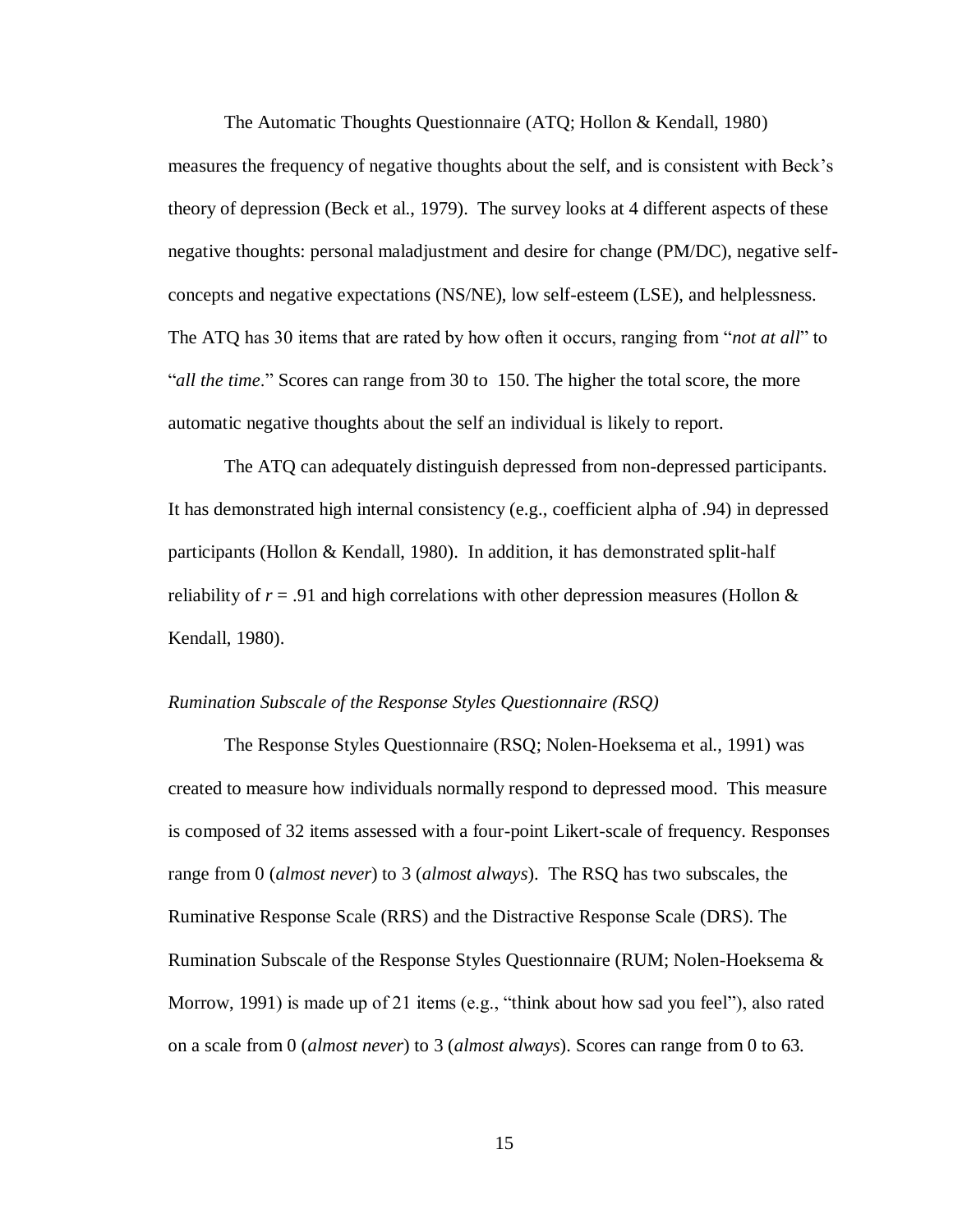The Automatic Thoughts Questionnaire (ATQ; Hollon & Kendall, 1980) measures the frequency of negative thoughts about the self, and is consistent with Beck's theory of depression (Beck et al., 1979). The survey looks at 4 different aspects of these negative thoughts: personal maladjustment and desire for change (PM/DC), negative self-concepts and negative expectations (NS/NE), low self-esteem (LSE), and helplessness. The ATQ has 30 items that are rated by how often it occurs, ranging from "*not at all*" to "*all the time*." Scores can range from 30 to 150. The higher the total score, the more automatic negative thoughts about the self an individual is likely to report.

The ATQ can adequately distinguish depressed from non-depressed participants. It has demonstrated high internal consistency (e.g., coefficient alpha of .94) in depressed participants (Hollon & Kendall, 1980). In addition, it has demonstrated split-half reliability of $r = .91$ and high correlations with other depression measures (Hollon & Kendall, 1980).

*Rumination Subscale of the Response Styles Questionnaire (RSQ)*

The Response Styles Questionnaire (RSQ; Nolen-Hoeksema et al., 1991) was created to measure how individuals normally respond to depressed mood. This measure is composed of 32 items assessed with a four-point Likert-scale of frequency. Responses range from 0 (*almost never*) to 3 (*almost always*). The RSQ has two subscales, the Ruminative Response Scale (RRS) and the Distractive Response Scale (DRS). The Rumination Subscale of the Response Styles Questionnaire (RUM; Nolen-Hoeksema & Morrow, 1991) is made up of 21 items (e.g., "think about how sad you feel"), also rated on a scale from 0 (*almost never*) to 3 (*almost always*). Scores can range from 0 to 63.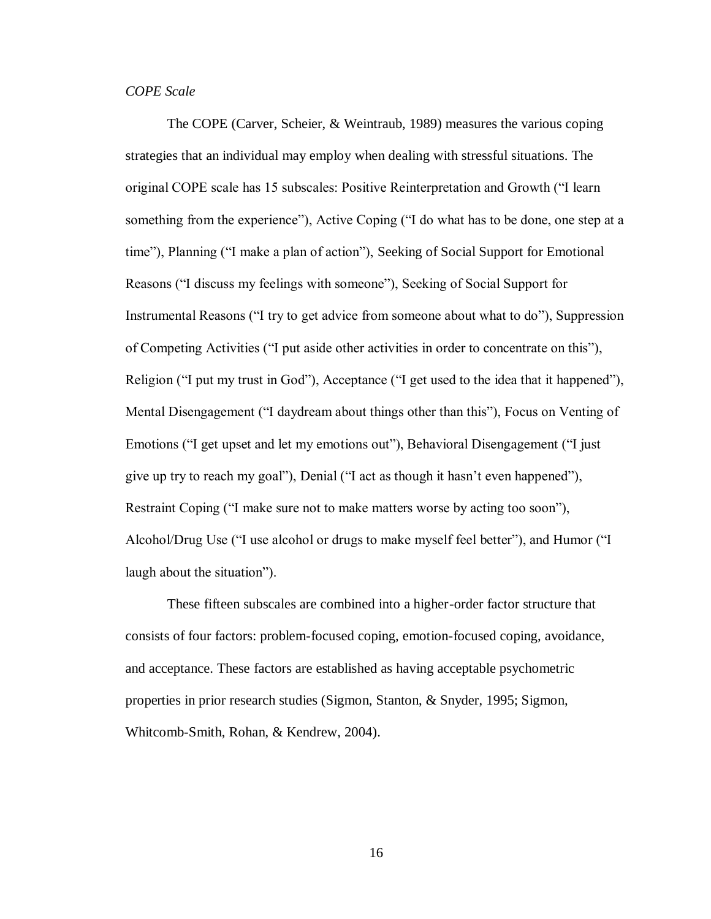*COPE Scale*

The COPE (Carver, Scheier, & Weintraub, 1989) measures the various coping strategies that an individual may employ when dealing with stressful situations. The original COPE scale has 15 subscales: Positive Reinterpretation and Growth ("I learn something from the experience"), Active Coping ("I do what has to be done, one step at a time"), Planning ("I make a plan of action"), Seeking of Social Support for Emotional Reasons ("I discuss my feelings with someone"), Seeking of Social Support for Instrumental Reasons ("I try to get advice from someone about what to do"), Suppression of Competing Activities ("I put aside other activities in order to concentrate on this"), Religion ("I put my trust in God"), Acceptance ("I get used to the idea that it happened"), Mental Disengagement ("I daydream about things other than this"), Focus on Venting of Emotions ("I get upset and let my emotions out"), Behavioral Disengagement ("I just give up try to reach my goal"), Denial ("I act as though it hasn't even happened"), Restraint Coping ("I make sure not to make matters worse by acting too soon"), Alcohol/Drug Use ("I use alcohol or drugs to make myself feel better"), and Humor ("I laugh about the situation").

These fifteen subscales are combined into a higher-order factor structure that consists of four factors: problem-focused coping, emotion-focused coping, avoidance, and acceptance. These factors are established as having acceptable psychometric properties in prior research studies (Sigmon, Stanton, & Snyder, 1995; Sigmon, Whitcomb-Smith, Rohan, & Kendrew, 2004).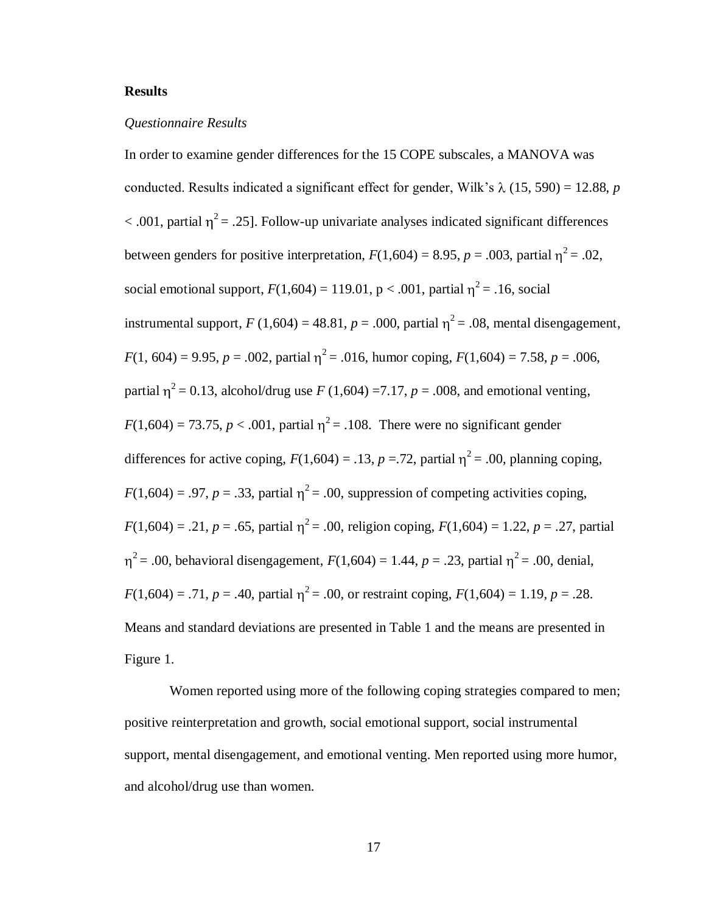**Results**

*Questionnaire Results*

In order to examine gender differences for the 15 COPE subscales, a MANOVA was conducted. Results indicated a significant effect for gender, Wilk's $\lambda$ (15, 590) = 12.88, $p < .001$, partial $\eta^2 = .25$]. Follow-up univariate analyses indicated significant differences between genders for positive interpretation, $F(1,604) = 8.95$, $p = .003$, partial $\eta^2 = .02$, social emotional support, $F(1,604) = 119.01$, p < .001, partial $\eta^2 = .16$, social instrumental support, $F$ (1,604) = 48.81, $p = .000$, partial $\eta^2 = .08$, mental disengagement, $F(1, 604) = 9.95$, $p = .002$, partial $\eta^2 = .016$, humor coping, $F(1,604) = 7.58$, $p = .006$, partial $\eta^2 = 0.13$, alcohol/drug use $F$ (1,604) =7.17, $p = .008$, and emotional venting, $F(1,604) = 73.75$, $p < .001$, partial $\eta^2 = .108$. There were no significant gender differences for active coping, $F(1,604) = .13$, $p$ =.72, partial $\eta^2 = .00$, planning coping, $F(1,604) = .97$, $p = .33$, partial $\eta^2 = .00$, suppression of competing activities coping, $F(1,604) = .21$, $p = .65$, partial $\eta^2 = .00$, religion coping, $F(1,604) = 1.22$, $p = .27$, partial $\eta^2 = .00$, behavioral disengagement, $F(1,604) = 1.44$, $p = .23$, partial $\eta^2 = .00$, denial, $F(1,604) = .71$, $p = .40$, partial $\eta^2 = .00$, or restraint coping, $F(1,604) = 1.19$, $p = .28$. Means and standard deviations are presented in Table 1 and the means are presented in Figure 1.

Women reported using more of the following coping strategies compared to men; positive reinterpretation and growth, social emotional support, social instrumental support, mental disengagement, and emotional venting. Men reported using more humor, and alcohol/drug use than women.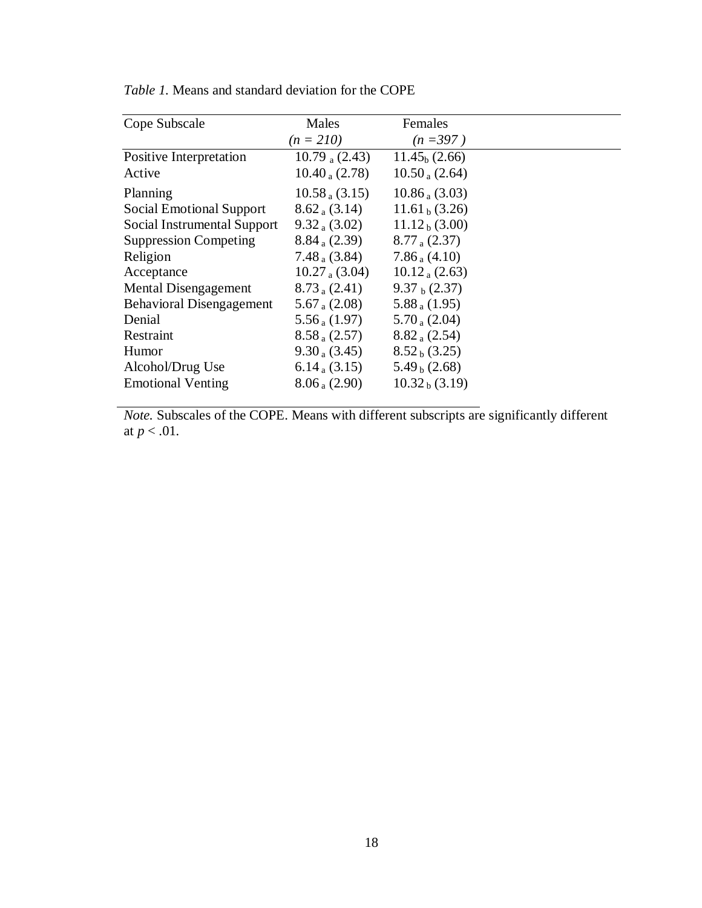*Table 1.* Means and standard deviation for the COPE

| Cope Subscale | Males *(n = 210)* | Females *(n =397 )* |
|---|---|---|
| Positive Interpretation | $10.79_a$ (2.43) | $11.45_b$ (2.66) |
| Active | $10.40_a$ (2.78) | $10.50_a$ (2.64) |
| Planning | $10.58_a$ (3.15) | $10.86_a$ (3.03) |
| Social Emotional Support | $8.62_a$ (3.14) | $11.61_b$ (3.26) |
| Social Instrumental Support | $9.32_a$ (3.02) | $11.12_b$ (3.00) |
| Suppression Competing | $8.84_a$ (2.39) | $8.77_a$ (2.37) |
| Religion | $7.48_a$ (3.84) | $7.86_a$ (4.10) |
| Acceptance | $10.27_a$ (3.04) | $10.12_a$ (2.63) |
| Mental Disengagement | $8.73_a$ (2.41) | $9.37_b$ (2.37) |
| Behavioral Disengagement | $5.67_a$ (2.08) | $5.88_a$ (1.95) |
| Denial | $5.56_a$ (1.97) | $5.70_a$ (2.04) |
| Restraint | $8.58_a$ (2.57) | $8.82_a$ (2.54) |
| Humor | $9.30_a$ (3.45) | $8.52_b$ (3.25) |
| Alcohol/Drug Use | $6.14_a$ (3.15) | $5.49_b$ (2.68) |
| Emotional Venting | $8.06_a$ (2.90) | $10.32_b$ (3.19) |

*Note.* Subscales of the COPE. Means with different subscripts are significantly different at $p < .01$.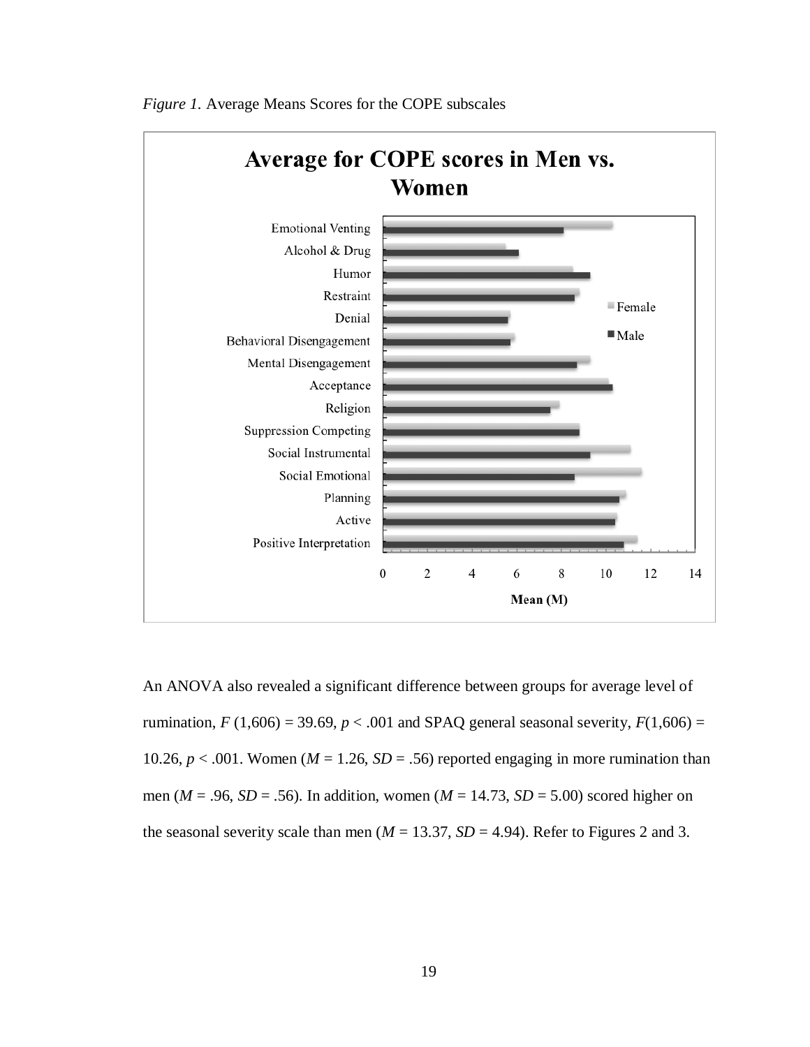*Figure 1.* Average Means Scores for the COPE subscales

An ANOVA also revealed a significant difference between groups for average level of rumination, $F$ (1,606) = 39.69, $p$ < .001 and SPAQ general seasonal severity, $F$(1,606) = 10.26, $p$ < .001. Women ($M$ = 1.26, $SD$ = .56) reported engaging in more rumination than men ($M$ = .96, $SD$ = .56). In addition, women ($M$ = 14.73, $SD$ = 5.00) scored higher on the seasonal severity scale than men ($M$ = 13.37, $SD$ = 4.94). Refer to Figures 2 and 3.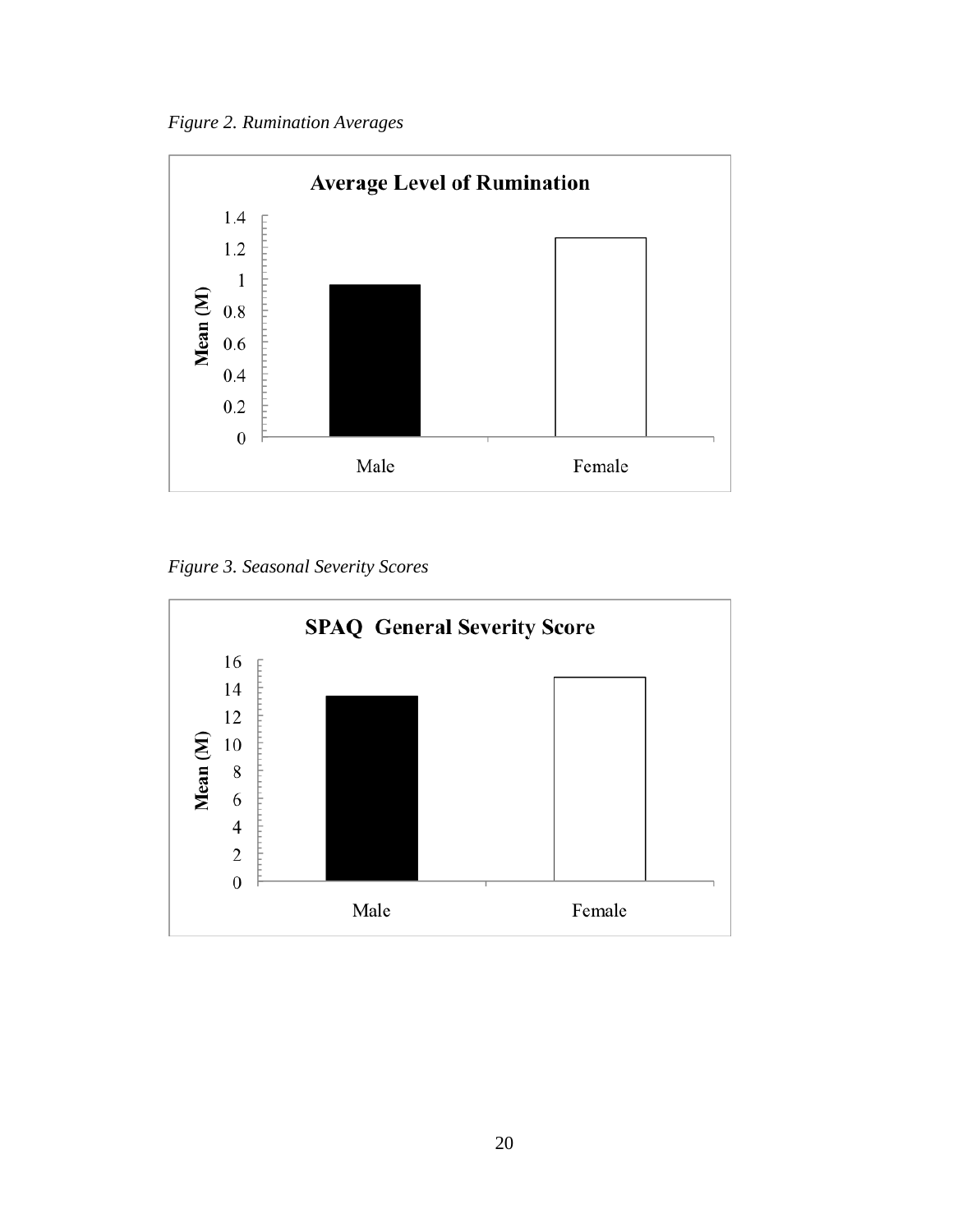*Figure 2. Rumination Averages*

**Average Level of Rumination**

Mean (M)

1.4
1.2
1
0.8
0.6
0.4
0.2
0

Male Female

*Figure 3. Seasonal Severity Scores*

**SPAQ General Severity Score**

Mean (M)

16
14
12
10
8
6
4
2
0

Male Female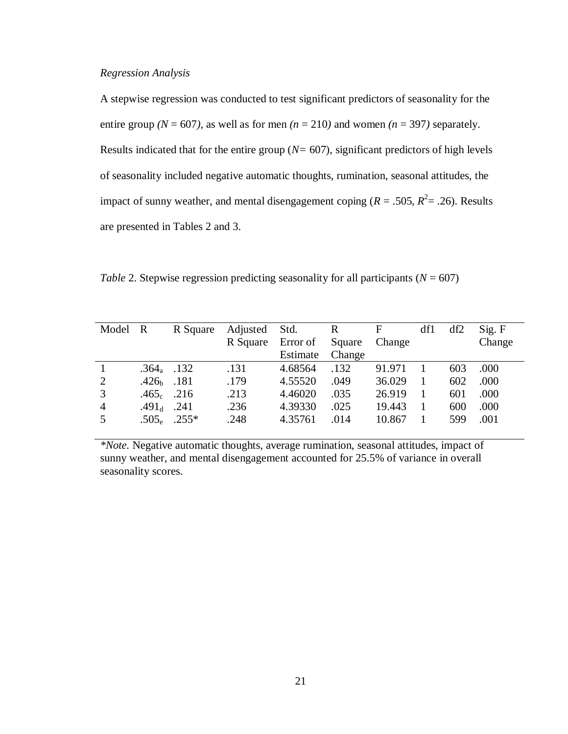*Regression Analysis*

A stepwise regression was conducted to test significant predictors of seasonality for the entire group *(N* = 607*)*, as well as for men *(n* = 210*)* and women *(n* = 397*)* separately. Results indicated that for the entire group (*N*= 607), significant predictors of high levels of seasonality included negative automatic thoughts, rumination, seasonal attitudes, the impact of sunny weather, and mental disengagement coping ($R$ = .505, $R^2$= .26). Results are presented in Tables 2 and 3.

*Table* 2. Stepwise regression predicting seasonality for all participants (*N* = 607)

| Model | R | R Square | Adjusted R Square | Std. Error of Estimate | R Square Change | F Change | df1 | df2 | Sig. F Change |
|---|---|---|---|---|---|---|---|---|---|
| 1 | $.364_a$ | .132 | .131 | 4.68564 | .132 | 91.971 | 1 | 603 | .000 |
| 2 | $.426_b$ | .181 | .179 | 4.55520 | .049 | 36.029 | 1 | 602 | .000 |
| 3 | $.465_c$ | .216 | .213 | 4.46020 | .035 | 26.919 | 1 | 601 | .000 |
| 4 | $.491_d$ | .241 | .236 | 4.39330 | .025 | 19.443 | 1 | 600 | .000 |
| 5 | $.505_e$ | .255* | .248 | 4.35761 | .014 | 10.867 | 1 | 599 | .001 |

**Note.* Negative automatic thoughts, average rumination, seasonal attitudes, impact of sunny weather, and mental disengagement accounted for 25.5% of variance in overall seasonality scores.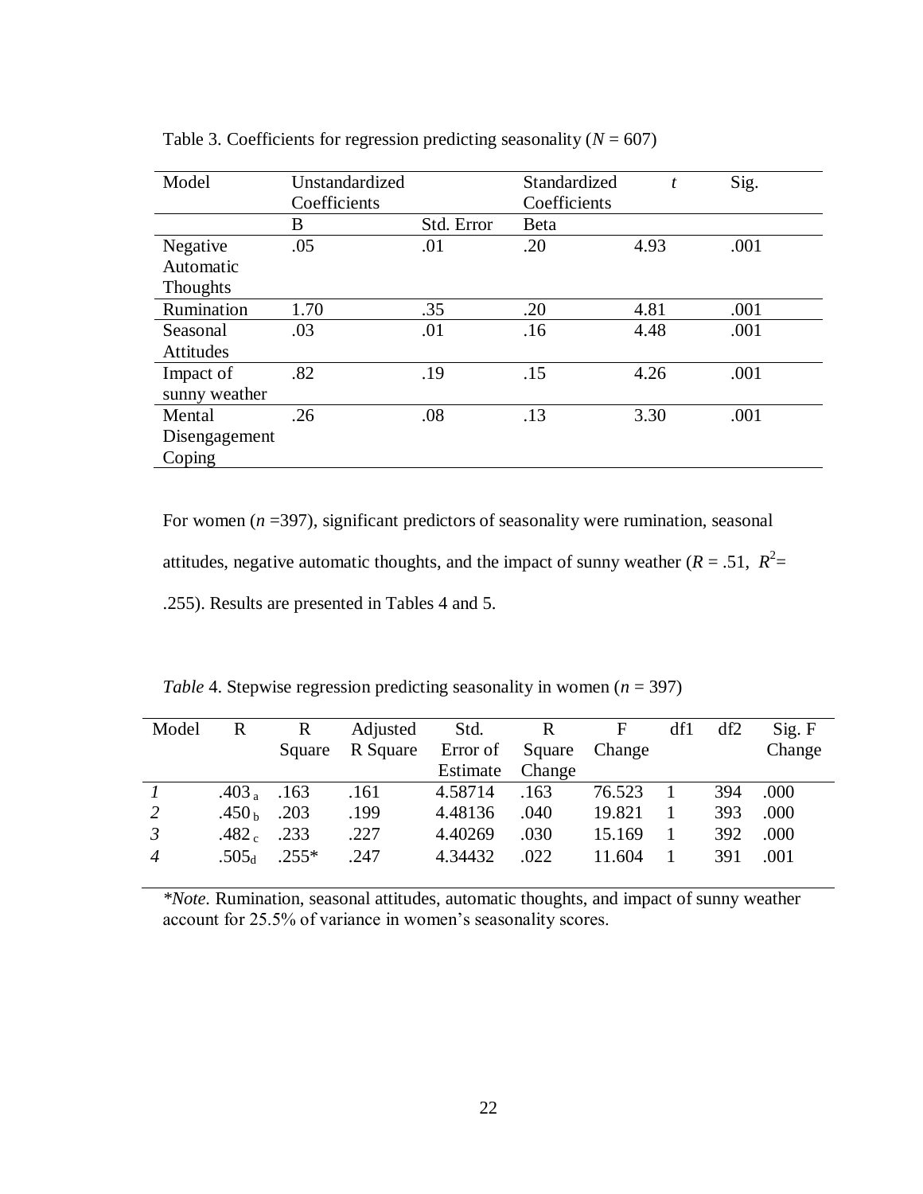Table 3. Coefficients for regression predicting seasonality (*N* = 607)

| Model | Unstandardized Coefficients | | Standardized Coefficients | *t* | Sig. |
|---|---|---|---|---|---|
| | B | Std. Error | Beta | | |
| Negative Automatic Thoughts | .05 | .01 | .20 | 4.93 | .001 |
| Rumination | 1.70 | .35 | .20 | 4.81 | .001 |
| Seasonal Attitudes | .03 | .01 | .16 | 4.48 | .001 |
| Impact of sunny weather | .82 | .19 | .15 | 4.26 | .001 |
| Mental Disengagement Coping | .26 | .08 | .13 | 3.30 | .001 |

For women (*n* =397), significant predictors of seasonality were rumination, seasonal attitudes, negative automatic thoughts, and the impact of sunny weather ($R$ = .51, $R^2$= .255). Results are presented in Tables 4 and 5.

*Table* 4. Stepwise regression predicting seasonality in women (*n* = 397)

| Model | R | R Square | Adjusted R Square | Std. Error of Estimate | R Square Change | F Change | df1 | df2 | Sig. F Change |
|---|---|---|---|---|---|---|---|---|---|
| *1* | $.403_a$ | .163 | .161 | 4.58714 | .163 | 76.523 | 1 | 394 | .000 |
| *2* | $.450_b$ | .203 | .199 | 4.48136 | .040 | 19.821 | 1 | 393 | .000 |
| *3* | $.482_c$ | .233 | .227 | 4.40269 | .030 | 15.169 | 1 | 392 | .000 |
| *4* | $.505_d$ | .255* | .247 | 4.34432 | .022 | 11.604 | 1 | 391 | .001 |

*\*Note.* Rumination, seasonal attitudes, automatic thoughts, and impact of sunny weather account for 25.5% of variance in women's seasonality scores.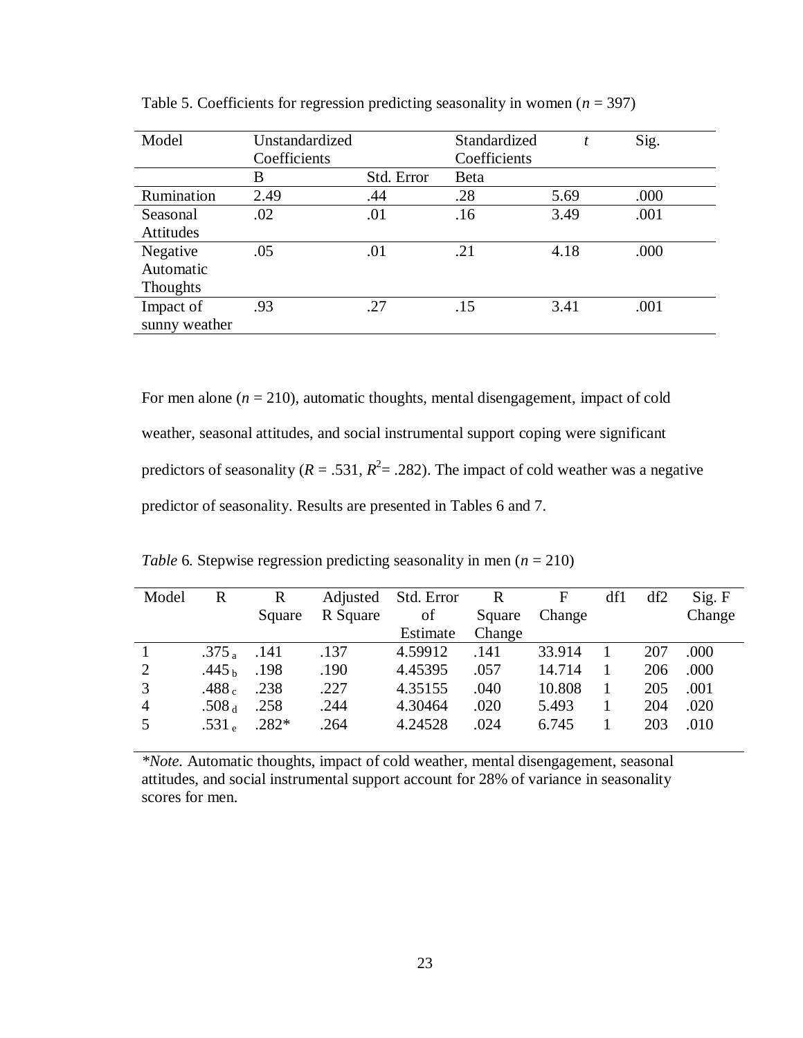Table 5. Coefficients for regression predicting seasonality in women ($n$ = 397)

| Model | Unstandardized Coefficients | | Standardized Coefficients | $t$ | Sig. |
|---|---|---|---|---|---|
| | B | Std. Error | Beta | | |
| Rumination | 2.49 | .44 | .28 | 5.69 | .000 |
| Seasonal Attitudes | .02 | .01 | .16 | 3.49 | .001 |
| Negative Automatic Thoughts | .05 | .01 | .21 | 4.18 | .000 |
| Impact of sunny weather | .93 | .27 | .15 | 3.41 | .001 |

For men alone ($n$ = 210), automatic thoughts, mental disengagement, impact of cold weather, seasonal attitudes, and social instrumental support coping were significant predictors of seasonality ($R$ = .531, $R^2$= .282). The impact of cold weather was a negative predictor of seasonality. Results are presented in Tables 6 and 7.

*Table* 6. Stepwise regression predicting seasonality in men ($n$ = 210)

| Model | R | R Square | Adjusted R Square | Std. Error of Estimate | R Square Change | F Change | df1 | df2 | Sig. F Change |
|---|---|---|---|---|---|---|---|---|---|
| 1 | $.375_a$ | .141 | .137 | 4.59912 | .141 | 33.914 | 1 | 207 | .000 |
| 2 | $.445_b$ | .198 | .190 | 4.45395 | .057 | 14.714 | 1 | 206 | .000 |
| 3 | $.488_c$ | .238 | .227 | 4.35155 | .040 | 10.808 | 1 | 205 | .001 |
| 4 | $.508_d$ | .258 | .244 | 4.30464 | .020 | 5.493 | 1 | 204 | .020 |
| 5 | $.531_e$ | .282* | .264 | 4.24528 | .024 | 6.745 | 1 | 203 | .010 |

**Note.* Automatic thoughts, impact of cold weather, mental disengagement, seasonal attitudes, and social instrumental support account for 28% of variance in seasonality scores for men.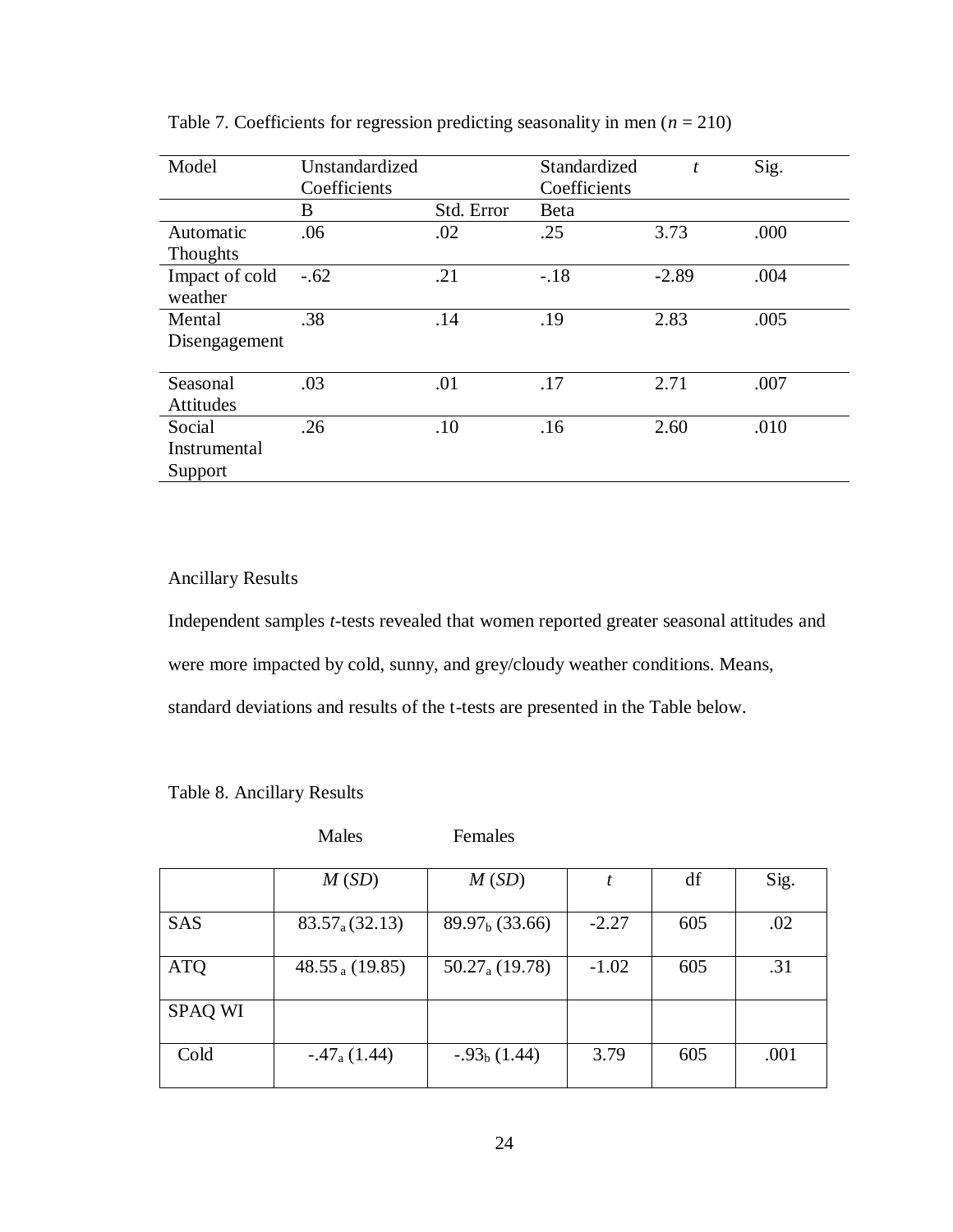Table 7. Coefficients for regression predicting seasonality in men ($n$ = 210)

| Model | Unstandardized Coefficients | | Standardized Coefficients | $t$ | Sig. |
|---|---|---|---|---|---|
| | B | Std. Error | Beta | | |
| Automatic Thoughts | .06 | .02 | .25 | 3.73 | .000 |
| Impact of cold weather | -.62 | .21 | -.18 | -2.89 | .004 |
| Mental Disengagement | .38 | .14 | .19 | 2.83 | .005 |
| Seasonal Attitudes | .03 | .01 | .17 | 2.71 | .007 |
| Social Instrumental Support | .26 | .10 | .16 | 2.60 | .010 |

Ancillary Results

Independent samples *t*-tests revealed that women reported greater seasonal attitudes and were more impacted by cold, sunny, and grey/cloudy weather conditions. Means, standard deviations and results of the t-tests are presented in the Table below.

Table 8. Ancillary Results

| | Males | Females | | | |
|---|---|---|---|---|---|
| | $M$ ($SD$) | $M$ ($SD$) | $t$ | df | Sig. |
| SAS | $83.57_a$ (32.13) | $89.97_b$ (33.66) | -2.27 | 605 | .02 |
| ATQ | $48.55_a$ (19.85) | $50.27_a$ (19.78) | -1.02 | 605 | .31 |
| SPAQ WI | | | | | |
| Cold | $-.47_a$ (1.44) | $-.93_b$ (1.44) | 3.79 | 605 | .001 |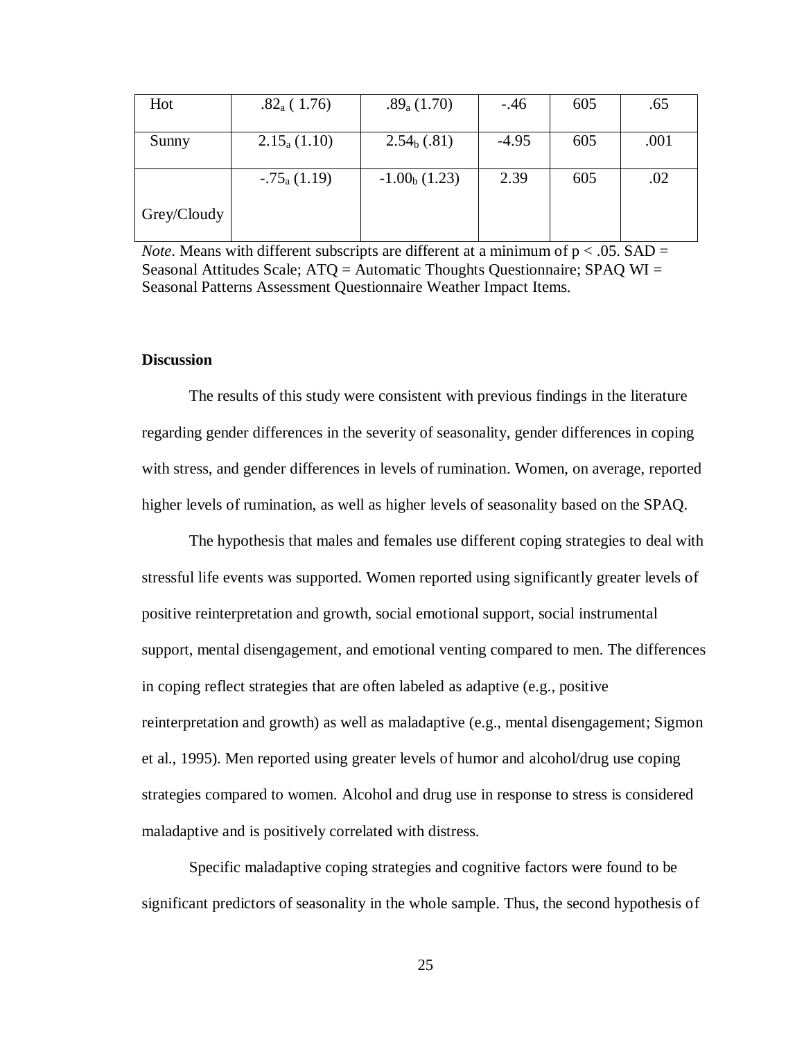| Hot | $.82_a$ (1.76) | $.89_a$ (1.70) | -.46 | 605 | .65 |
|---|---|---|---|---|---|
| Sunny | $2.15_a$ (1.10) | $2.54_b$ (.81) | -4.95 | 605 | .001 |
| Grey/Cloudy | $-.75_a$ (1.19) | $-1.00_b$ (1.23) | 2.39 | 605 | .02 |

*Note*. Means with different subscripts are different at a minimum of $p < .05$. SAD = Seasonal Attitudes Scale; ATQ = Automatic Thoughts Questionnaire; SPAQ WI = Seasonal Patterns Assessment Questionnaire Weather Impact Items.

**Discussion**

The results of this study were consistent with previous findings in the literature regarding gender differences in the severity of seasonality, gender differences in coping with stress, and gender differences in levels of rumination. Women, on average, reported higher levels of rumination, as well as higher levels of seasonality based on the SPAQ.

The hypothesis that males and females use different coping strategies to deal with stressful life events was supported. Women reported using significantly greater levels of positive reinterpretation and growth, social emotional support, social instrumental support, mental disengagement, and emotional venting compared to men. The differences in coping reflect strategies that are often labeled as adaptive (e.g., positive reinterpretation and growth) as well as maladaptive (e.g., mental disengagement; Sigmon et al., 1995). Men reported using greater levels of humor and alcohol/drug use coping strategies compared to women. Alcohol and drug use in response to stress is considered maladaptive and is positively correlated with distress.

Specific maladaptive coping strategies and cognitive factors were found to be significant predictors of seasonality in the whole sample. Thus, the second hypothesis of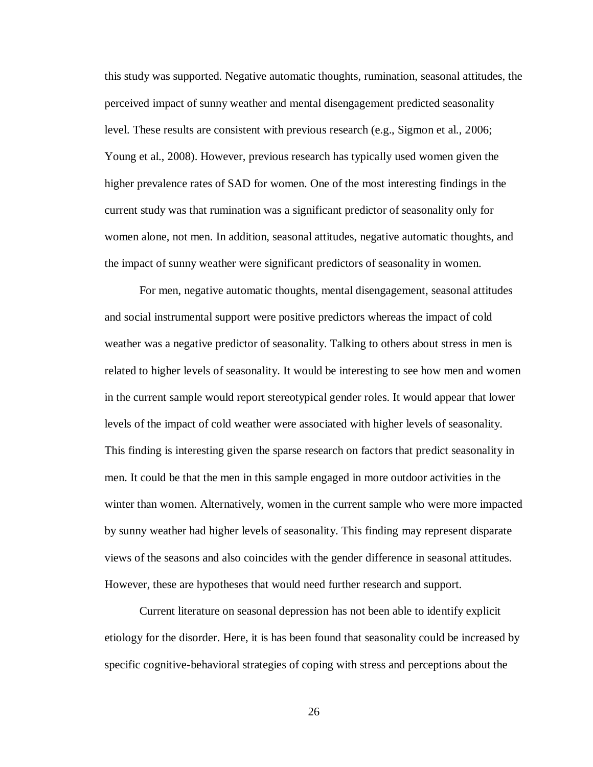this study was supported. Negative automatic thoughts, rumination, seasonal attitudes, the perceived impact of sunny weather and mental disengagement predicted seasonality level. These results are consistent with previous research (e.g., Sigmon et al., 2006; Young et al., 2008). However, previous research has typically used women given the higher prevalence rates of SAD for women. One of the most interesting findings in the current study was that rumination was a significant predictor of seasonality only for women alone, not men. In addition, seasonal attitudes, negative automatic thoughts, and the impact of sunny weather were significant predictors of seasonality in women.

For men, negative automatic thoughts, mental disengagement, seasonal attitudes and social instrumental support were positive predictors whereas the impact of cold weather was a negative predictor of seasonality. Talking to others about stress in men is related to higher levels of seasonality. It would be interesting to see how men and women in the current sample would report stereotypical gender roles. It would appear that lower levels of the impact of cold weather were associated with higher levels of seasonality. This finding is interesting given the sparse research on factors that predict seasonality in men. It could be that the men in this sample engaged in more outdoor activities in the winter than women. Alternatively, women in the current sample who were more impacted by sunny weather had higher levels of seasonality. This finding may represent disparate views of the seasons and also coincides with the gender difference in seasonal attitudes. However, these are hypotheses that would need further research and support.

Current literature on seasonal depression has not been able to identify explicit etiology for the disorder. Here, it is has been found that seasonality could be increased by specific cognitive-behavioral strategies of coping with stress and perceptions about the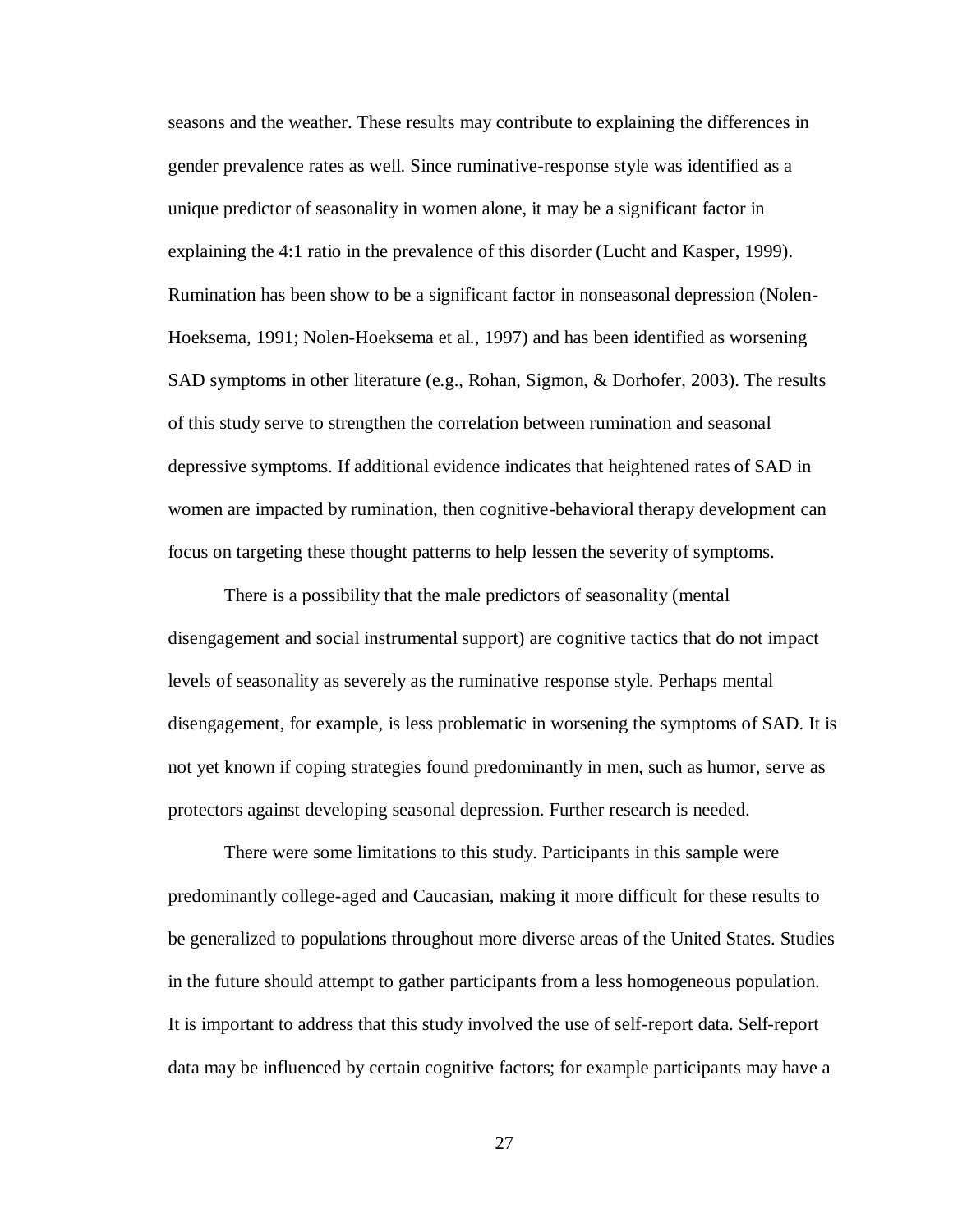seasons and the weather. These results may contribute to explaining the differences in gender prevalence rates as well. Since ruminative-response style was identified as a unique predictor of seasonality in women alone, it may be a significant factor in explaining the 4:1 ratio in the prevalence of this disorder (Lucht and Kasper, 1999). Rumination has been show to be a significant factor in nonseasonal depression (Nolen-Hoeksema, 1991; Nolen-Hoeksema et al., 1997) and has been identified as worsening SAD symptoms in other literature (e.g., Rohan, Sigmon, & Dorhofer, 2003). The results of this study serve to strengthen the correlation between rumination and seasonal depressive symptoms. If additional evidence indicates that heightened rates of SAD in women are impacted by rumination, then cognitive-behavioral therapy development can focus on targeting these thought patterns to help lessen the severity of symptoms.

There is a possibility that the male predictors of seasonality (mental disengagement and social instrumental support) are cognitive tactics that do not impact levels of seasonality as severely as the ruminative response style. Perhaps mental disengagement, for example, is less problematic in worsening the symptoms of SAD. It is not yet known if coping strategies found predominantly in men, such as humor, serve as protectors against developing seasonal depression. Further research is needed.

There were some limitations to this study. Participants in this sample were predominantly college-aged and Caucasian, making it more difficult for these results to be generalized to populations throughout more diverse areas of the United States. Studies in the future should attempt to gather participants from a less homogeneous population. It is important to address that this study involved the use of self-report data. Self-report data may be influenced by certain cognitive factors; for example participants may have a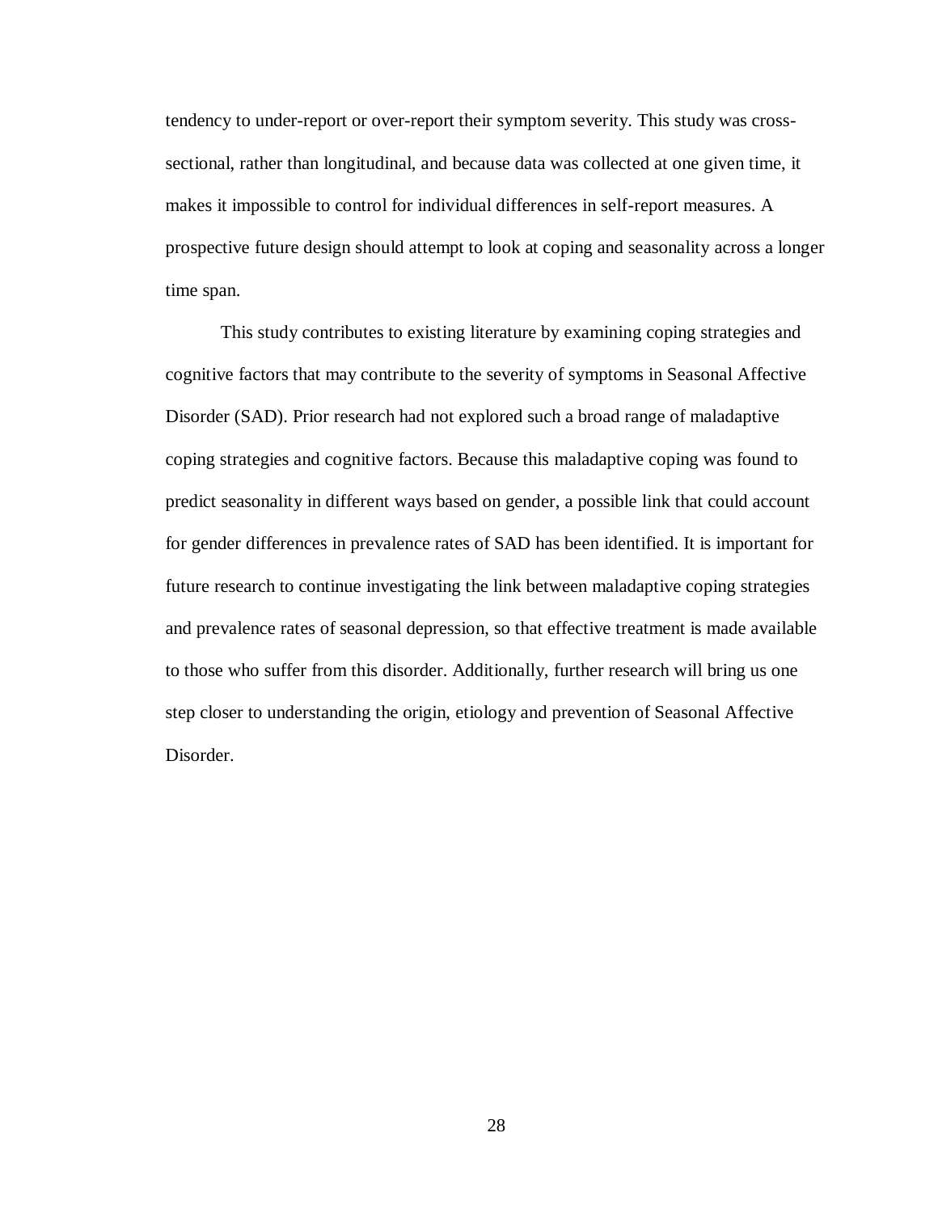tendency to under-report or over-report their symptom severity. This study was cross-sectional, rather than longitudinal, and because data was collected at one given time, it makes it impossible to control for individual differences in self-report measures. A prospective future design should attempt to look at coping and seasonality across a longer time span.

This study contributes to existing literature by examining coping strategies and cognitive factors that may contribute to the severity of symptoms in Seasonal Affective Disorder (SAD). Prior research had not explored such a broad range of maladaptive coping strategies and cognitive factors. Because this maladaptive coping was found to predict seasonality in different ways based on gender, a possible link that could account for gender differences in prevalence rates of SAD has been identified. It is important for future research to continue investigating the link between maladaptive coping strategies and prevalence rates of seasonal depression, so that effective treatment is made available to those who suffer from this disorder. Additionally, further research will bring us one step closer to understanding the origin, etiology and prevention of Seasonal Affective Disorder.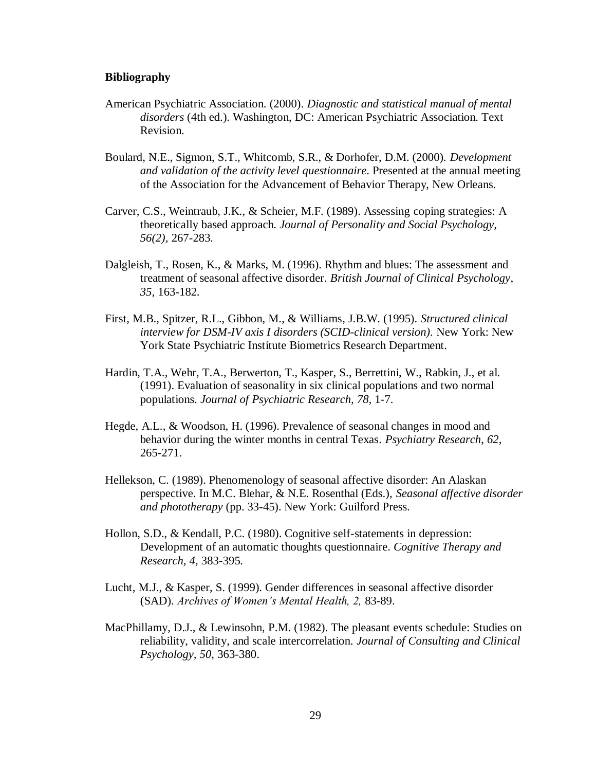**Bibliography**

American Psychiatric Association. (2000). *Diagnostic and statistical manual of mental disorders* (4th ed.). Washington, DC: American Psychiatric Association. Text Revision.

Boulard, N.E., Sigmon, S.T., Whitcomb, S.R., & Dorhofer, D.M. (2000). *Development and validation of the activity level questionnaire*. Presented at the annual meeting of the Association for the Advancement of Behavior Therapy, New Orleans.

Carver, C.S., Weintraub, J.K., & Scheier, M.F. (1989). Assessing coping strategies: A theoretically based approach. *Journal of Personality and Social Psychology, 56(2)*, 267-283.

Dalgleish, T., Rosen, K., & Marks, M. (1996). Rhythm and blues: The assessment and treatment of seasonal affective disorder. *British Journal of Clinical Psychology*, *35,* 163-182.

First, M.B., Spitzer, R.L., Gibbon, M., & Williams, J.B.W. (1995). *Structured clinical interview for DSM-IV axis I disorders (SCID-clinical version).* New York: New York State Psychiatric Institute Biometrics Research Department.

Hardin, T.A., Wehr, T.A., Berwerton, T., Kasper, S., Berrettini, W., Rabkin, J., et al. (1991). Evaluation of seasonality in six clinical populations and two normal populations. *Journal of Psychiatric Research, 78,* 1-7.

Hegde, A.L., & Woodson, H. (1996). Prevalence of seasonal changes in mood and behavior during the winter months in central Texas. *Psychiatry Research*, *62,* 265-271.

Hellekson, C. (1989). Phenomenology of seasonal affective disorder: An Alaskan perspective. In M.C. Blehar, & N.E. Rosenthal (Eds.), *Seasonal affective disorder and phototherapy* (pp. 33-45). New York: Guilford Press.

Hollon, S.D., & Kendall, P.C. (1980). Cognitive self-statements in depression: Development of an automatic thoughts questionnaire. *Cognitive Therapy and Research, 4,* 383-395.

Lucht, M.J., & Kasper, S. (1999). Gender differences in seasonal affective disorder (SAD). *Archives of Women's Mental Health, 2,* 83-89.

MacPhillamy, D.J., & Lewinsohn, P.M. (1982). The pleasant events schedule: Studies on reliability, validity, and scale intercorrelation. *Journal of Consulting and Clinical Psychology, 50,* 363-380.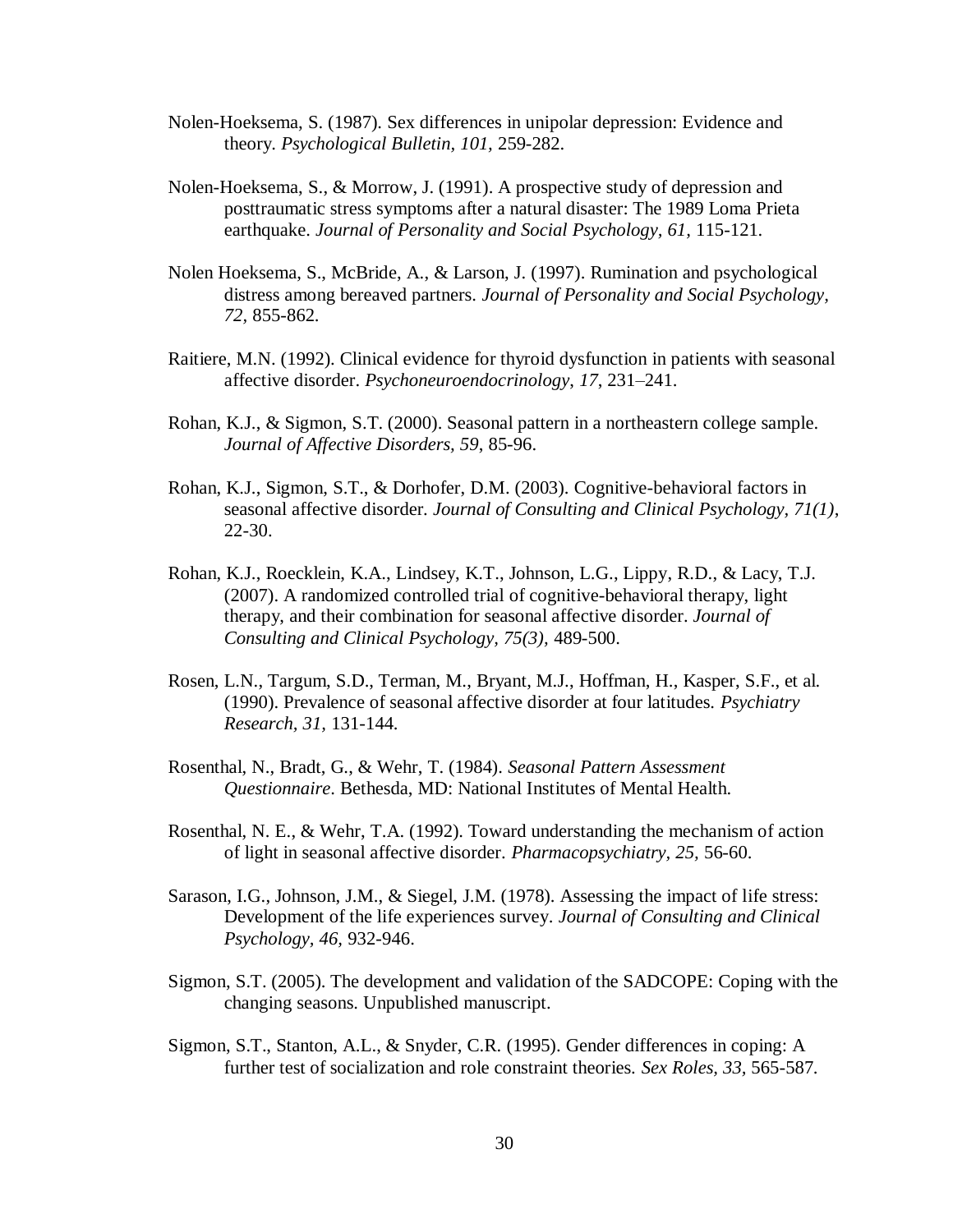Nolen-Hoeksema, S. (1987). Sex differences in unipolar depression: Evidence and theory. *Psychological Bulletin, 101,* 259-282.

Nolen-Hoeksema, S., & Morrow, J. (1991). A prospective study of depression and posttraumatic stress symptoms after a natural disaster: The 1989 Loma Prieta earthquake. *Journal of Personality and Social Psychology, 61,* 115-121.

Nolen Hoeksema, S., McBride, A., & Larson, J. (1997). Rumination and psychological distress among bereaved partners. *Journal of Personality and Social Psychology, 72,* 855-862.

Raitiere, M.N. (1992). Clinical evidence for thyroid dysfunction in patients with seasonal affective disorder. *Psychoneuroendocrinology, 17*, 231–241.

Rohan, K.J., & Sigmon, S.T. (2000). Seasonal pattern in a northeastern college sample. *Journal of Affective Disorders, 59*, 85-96.

Rohan, K.J., Sigmon, S.T., & Dorhofer, D.M. (2003). Cognitive-behavioral factors in seasonal affective disorder. *Journal of Consulting and Clinical Psychology, 71(1),* 22-30.

Rohan, K.J., Roecklein, K.A., Lindsey, K.T., Johnson, L.G., Lippy, R.D., & Lacy, T.J. (2007). A randomized controlled trial of cognitive-behavioral therapy, light therapy, and their combination for seasonal affective disorder. *Journal of Consulting and Clinical Psychology, 75(3),* 489-500.

Rosen, L.N., Targum, S.D., Terman, M., Bryant, M.J., Hoffman, H., Kasper, S.F., et al. (1990). Prevalence of seasonal affective disorder at four latitudes. *Psychiatry Research, 31,* 131-144.

Rosenthal, N., Bradt, G., & Wehr, T. (1984). *Seasonal Pattern Assessment Questionnaire*. Bethesda, MD: National Institutes of Mental Health.

Rosenthal, N. E., & Wehr, T.A. (1992). Toward understanding the mechanism of action of light in seasonal affective disorder. *Pharmacopsychiatry, 25,* 56-60.

Sarason, I.G., Johnson, J.M., & Siegel, J.M. (1978). Assessing the impact of life stress: Development of the life experiences survey. *Journal of Consulting and Clinical Psychology, 46*, 932-946.

Sigmon, S.T. (2005). The development and validation of the SADCOPE: Coping with the changing seasons. Unpublished manuscript.

Sigmon, S.T., Stanton, A.L., & Snyder, C.R. (1995). Gender differences in coping: A further test of socialization and role constraint theories. *Sex Roles, 33,* 565-587.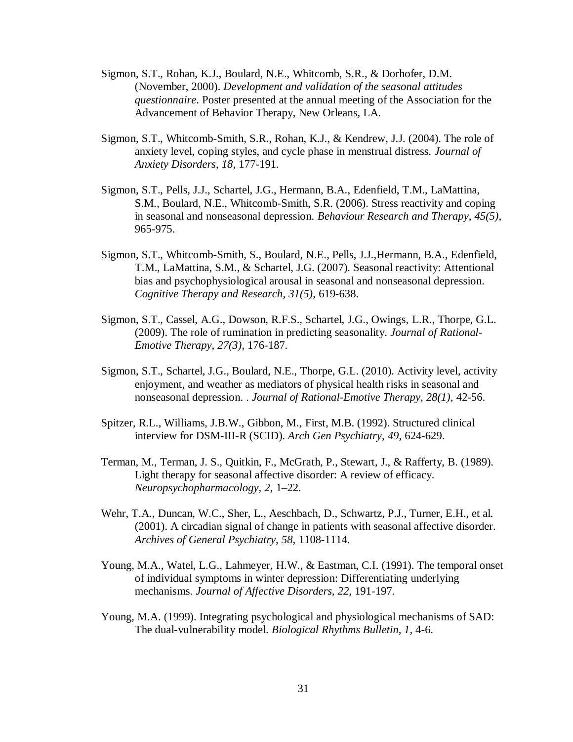Sigmon, S.T., Rohan, K.J., Boulard, N.E., Whitcomb, S.R., & Dorhofer, D.M. (November, 2000). *Development and validation of the seasonal attitudes questionnaire*. Poster presented at the annual meeting of the Association for the Advancement of Behavior Therapy, New Orleans, LA.

Sigmon, S.T., Whitcomb-Smith, S.R., Rohan, K.J., & Kendrew, J.J. (2004). The role of anxiety level, coping styles, and cycle phase in menstrual distress. *Journal of Anxiety Disorders*, *18,* 177-191.

Sigmon, S.T., Pells, J.J., Schartel, J.G., Hermann, B.A., Edenfield, T.M., LaMattina, S.M., Boulard, N.E., Whitcomb-Smith, S.R. (2006). Stress reactivity and coping in seasonal and nonseasonal depression. *Behaviour Research and Therapy, 45(5),* 965-975.

Sigmon, S.T., Whitcomb-Smith, S., Boulard, N.E., Pells, J.J.,Hermann, B.A., Edenfield, T.M., LaMattina, S.M., & Schartel, J.G. (2007). Seasonal reactivity: Attentional bias and psychophysiological arousal in seasonal and nonseasonal depression. *Cognitive Therapy and Research, 31(5),* 619-638.

Sigmon, S.T., Cassel, A.G., Dowson, R.F.S., Schartel, J.G., Owings, L.R., Thorpe, G.L. (2009). The role of rumination in predicting seasonality. *Journal of Rational-Emotive Therapy, 27(3),* 176-187.

Sigmon, S.T., Schartel, J.G., Boulard, N.E., Thorpe, G.L. (2010). Activity level, activity enjoyment, and weather as mediators of physical health risks in seasonal and nonseasonal depression. . *Journal of Rational-Emotive Therapy, 28(1),* 42-56.

Spitzer, R.L., Williams, J.B.W., Gibbon, M., First, M.B. (1992). Structured clinical interview for DSM-III-R (SCID). *Arch Gen Psychiatry*, *49,* 624-629.

Terman, M., Terman, J. S., Quitkin, F., McGrath, P., Stewart, J., & Rafferty, B. (1989). Light therapy for seasonal affective disorder: A review of efficacy. *Neuropsychopharmacology, 2,* 1–22.

Wehr, T.A., Duncan, W.C., Sher, L., Aeschbach, D., Schwartz, P.J., Turner, E.H., et al. (2001). A circadian signal of change in patients with seasonal affective disorder. *Archives of General Psychiatry, 58,* 1108-1114.

Young, M.A., Watel, L.G., Lahmeyer, H.W., & Eastman, C.I. (1991). The temporal onset of individual symptoms in winter depression: Differentiating underlying mechanisms. *Journal of Affective Disorders, 22,* 191-197.

Young, M.A. (1999). Integrating psychological and physiological mechanisms of SAD: The dual-vulnerability model. *Biological Rhythms Bulletin, 1,* 4-6.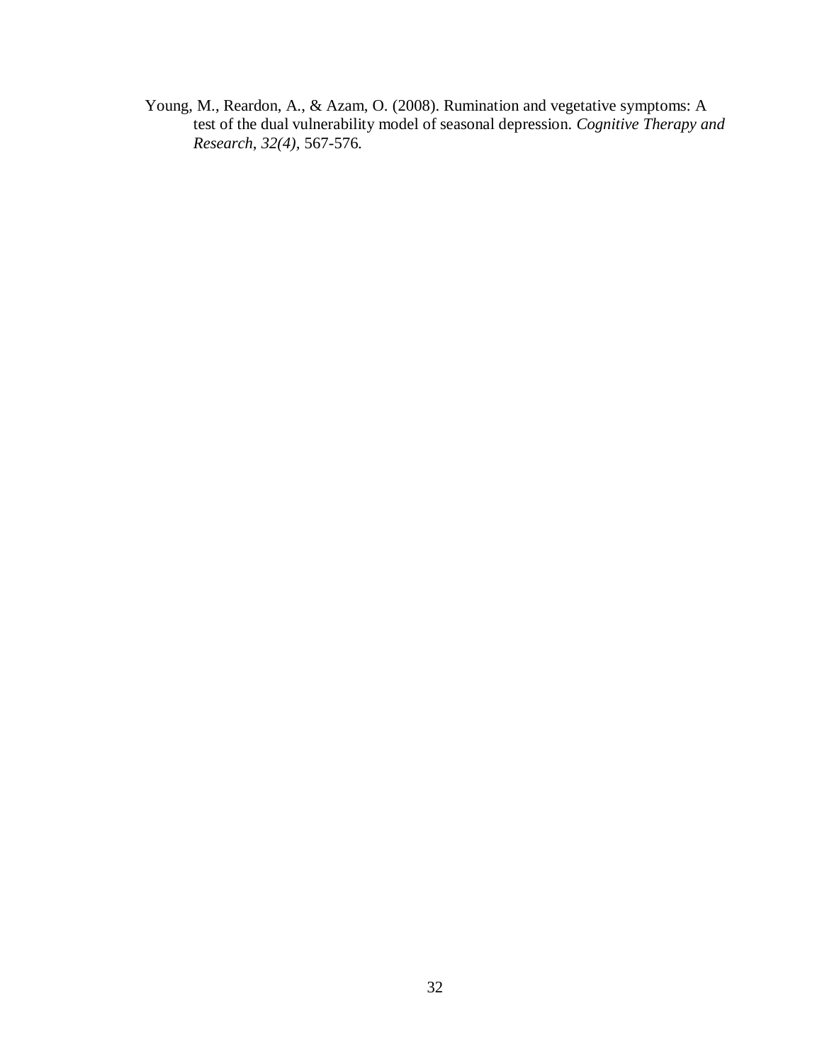Young, M., Reardon, A., & Azam, O. (2008). Rumination and vegetative symptoms: A test of the dual vulnerability model of seasonal depression. *Cognitive Therapy and Research, 32(4)*, 567-576.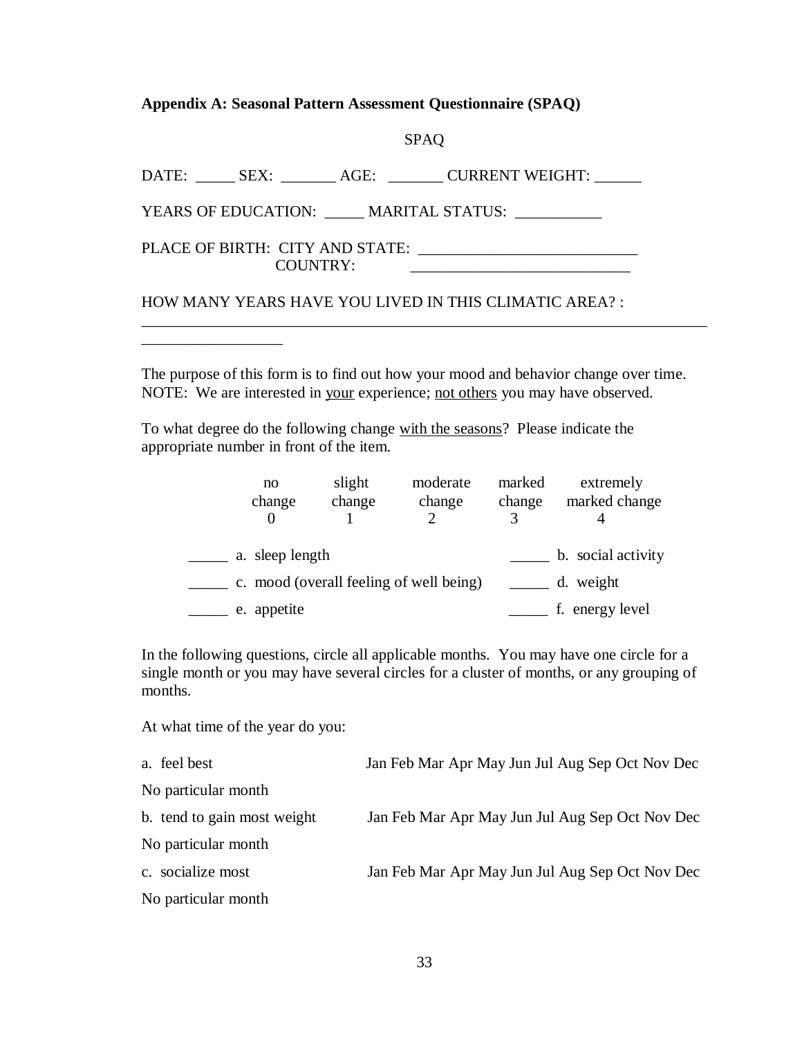**Appendix A: Seasonal Pattern Assessment Questionnaire (SPAQ)**

SPAQ

DATE: _____ SEX: _______ AGE: _______ CURRENT WEIGHT: ______

YEARS OF EDUCATION: _____ MARITAL STATUS: ___________

PLACE OF BIRTH: CITY AND STATE: ____________________________
COUNTRY: ____________________________

HOW MANY YEARS HAVE YOU LIVED IN THIS CLIMATIC AREA? : __________________________________________________________________________________________

The purpose of this form is to find out how your mood and behavior change over time. NOTE: We are interested in <u>your</u> experience; <u>not others</u> you may have observed.

To what degree do the following change <u>with the seasons</u>? Please indicate the appropriate number in front of the item.

| no change | slight change | moderate change | marked change | extremely marked change |
|---|---|---|---|---|
| 0 | 1 | 2 | 3 | 4 |

_____ a. sleep length _____ b. social activity

_____ c. mood (overall feeling of well being) _____ d. weight

_____ e. appetite _____ f. energy level

In the following questions, circle all applicable months. You may have one circle for a single month or you may have several circles for a cluster of months, or any grouping of months.

At what time of the year do you:

a. feel best Jan Feb Mar Apr May Jun Jul Aug Sep Oct Nov Dec

No particular month

b. tend to gain most weight Jan Feb Mar Apr May Jun Jul Aug Sep Oct Nov Dec

No particular month

c. socialize most Jan Feb Mar Apr May Jun Jul Aug Sep Oct Nov Dec

No particular month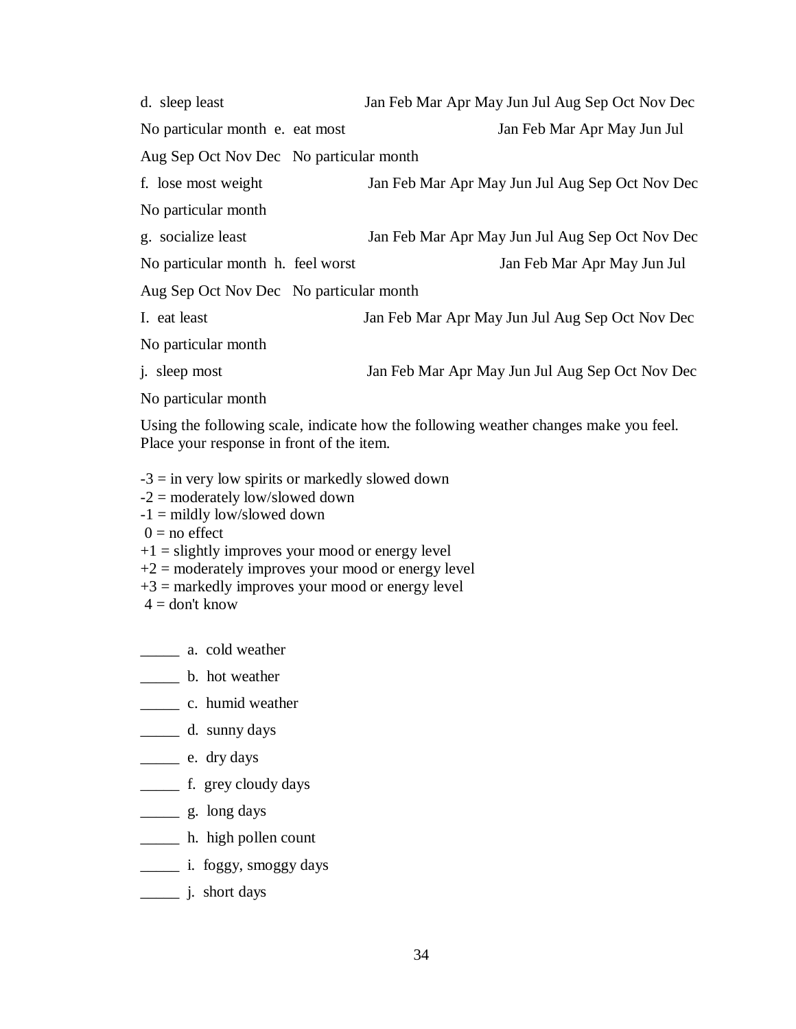d. sleep least Jan Feb Mar Apr May Jun Jul Aug Sep Oct Nov Dec

No particular month e. eat most Jan Feb Mar Apr May Jun Jul

Aug Sep Oct Nov Dec No particular month

f. lose most weight Jan Feb Mar Apr May Jun Jul Aug Sep Oct Nov Dec

No particular month

g. socialize least Jan Feb Mar Apr May Jun Jul Aug Sep Oct Nov Dec

No particular month h. feel worst Jan Feb Mar Apr May Jun Jul

Aug Sep Oct Nov Dec No particular month

I. eat least Jan Feb Mar Apr May Jun Jul Aug Sep Oct Nov Dec

No particular month

j. sleep most Jan Feb Mar Apr May Jun Jul Aug Sep Oct Nov Dec

No particular month

Using the following scale, indicate how the following weather changes make you feel. Place your response in front of the item.

-3 = in very low spirits or markedly slowed down
-2 = moderately low/slowed down
-1 = mildly low/slowed down
0 = no effect
+1 = slightly improves your mood or energy level
+2 = moderately improves your mood or energy level
+3 = markedly improves your mood or energy level
4 = don't know

_____ a. cold weather

_____ b. hot weather

_____ c. humid weather

_____ d. sunny days

_____ e. dry days

_____ f. grey cloudy days

_____ g. long days

_____ h. high pollen count

_____ i. foggy, smoggy days

_____ j. short days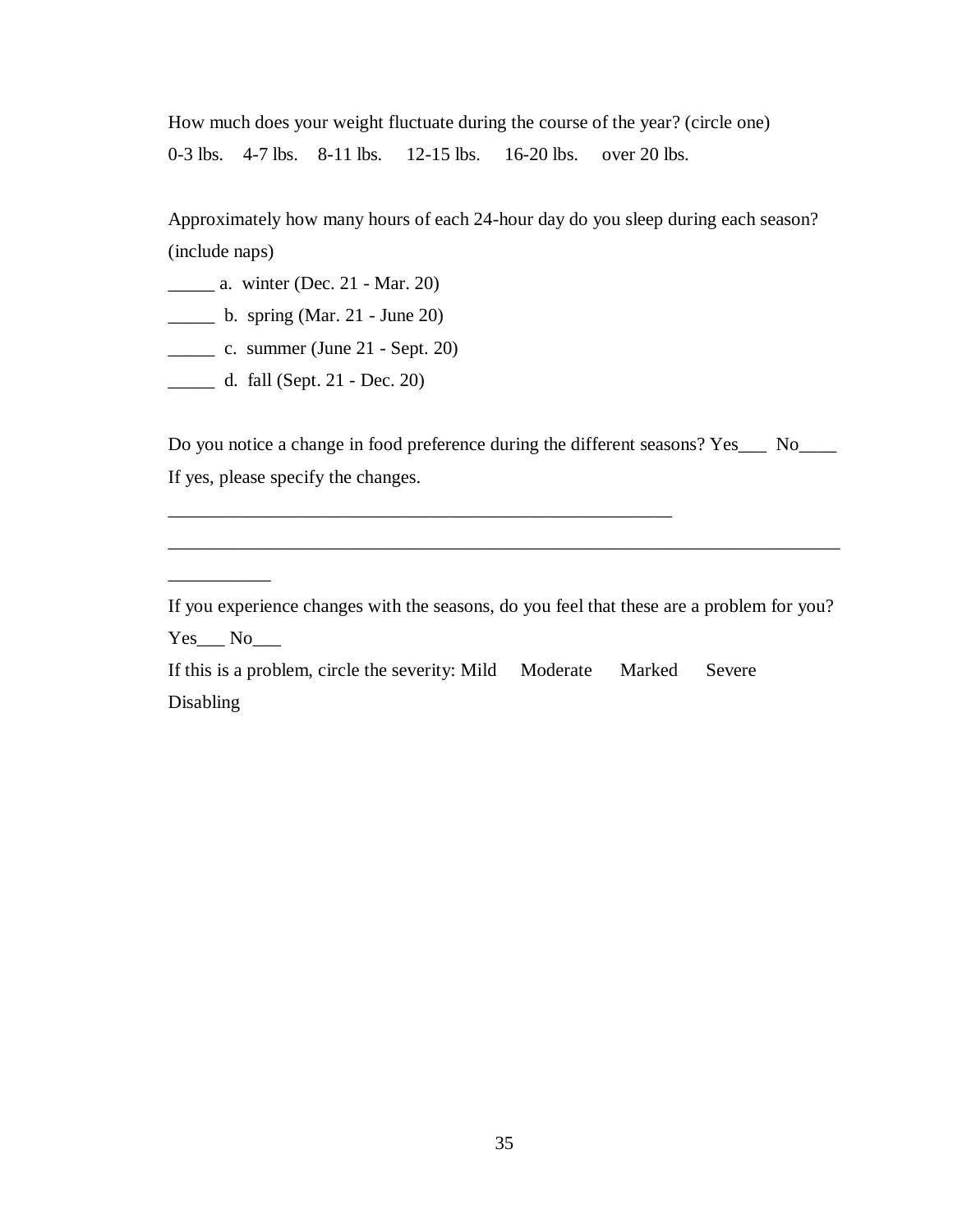How much does your weight fluctuate during the course of the year? (circle one)

0-3 lbs.    4-7 lbs.    8-11 lbs.    12-15 lbs.    16-20 lbs.    over 20 lbs.

Approximately how many hours of each 24-hour day do you sleep during each season? (include naps)

_____ a.  winter (Dec. 21 - Mar. 20)

_____ b.  spring (Mar. 21 - June 20)

_____ c.  summer (June 21 - Sept. 20)

_____ d.  fall (Sept. 21 - Dec. 20)

Do you notice a change in food preference during the different seasons? Yes___  No____

If yes, please specify the changes.

_________________________________________________________

___________________________________________________________________________

___________

If you experience changes with the seasons, do you feel that these are a problem for you?

Yes___ No___

If this is a problem, circle the severity: Mild    Moderate    Marked    Severe    Disabling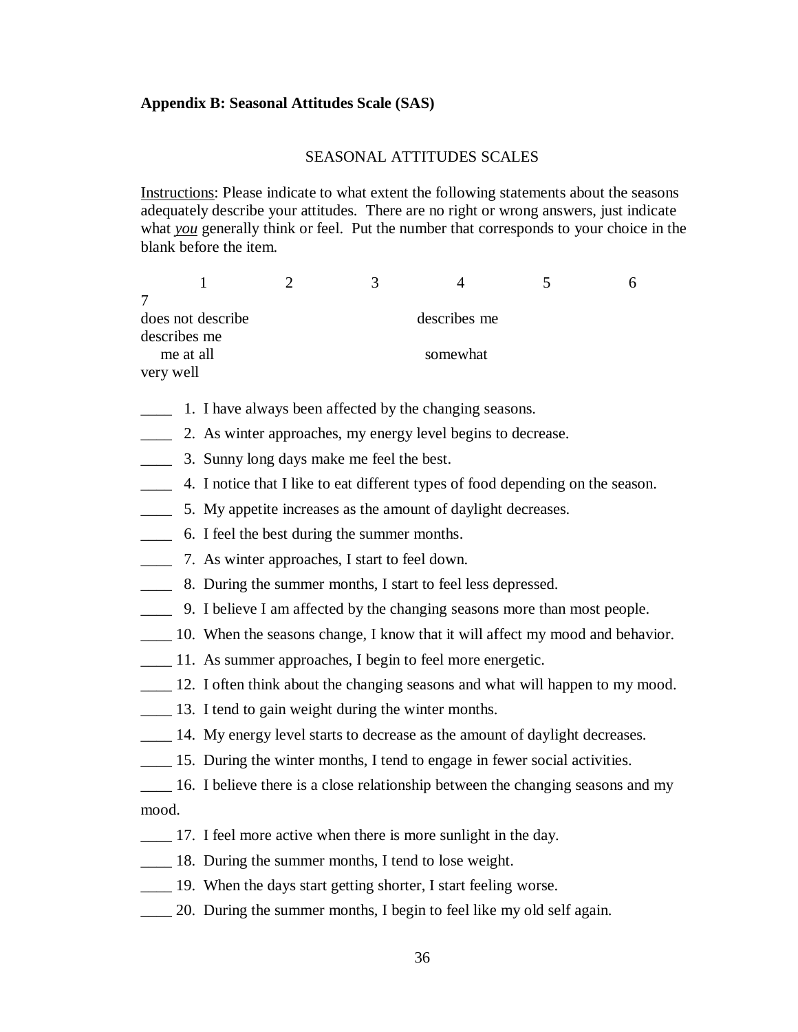**Appendix B: Seasonal Attitudes Scale (SAS)**

SEASONAL ATTITUDES SCALES

Instructions: Please indicate to what extent the following statements about the seasons adequately describe your attitudes. There are no right or wrong answers, just indicate what *you* generally think or feel. Put the number that corresponds to your choice in the blank before the item.

| 1 | 2 | 3 | 4 | 5 | 6 | 7 |
|---|---|---|---|---|---|---|
| does not describe me at all | | | describes me somewhat | | | describes me very well |

____ 1. I have always been affected by the changing seasons.

____ 2. As winter approaches, my energy level begins to decrease.

____ 3. Sunny long days make me feel the best.

____ 4. I notice that I like to eat different types of food depending on the season.

____ 5. My appetite increases as the amount of daylight decreases.

____ 6. I feel the best during the summer months.

____ 7. As winter approaches, I start to feel down.

____ 8. During the summer months, I start to feel less depressed.

____ 9. I believe I am affected by the changing seasons more than most people.

____ 10. When the seasons change, I know that it will affect my mood and behavior.

____ 11. As summer approaches, I begin to feel more energetic.

____ 12. I often think about the changing seasons and what will happen to my mood.

____ 13. I tend to gain weight during the winter months.

____ 14. My energy level starts to decrease as the amount of daylight decreases.

____ 15. During the winter months, I tend to engage in fewer social activities.

____ 16. I believe there is a close relationship between the changing seasons and my mood.

____ 17. I feel more active when there is more sunlight in the day.

____ 18. During the summer months, I tend to lose weight.

____ 19. When the days start getting shorter, I start feeling worse.

____ 20. During the summer months, I begin to feel like my old self again.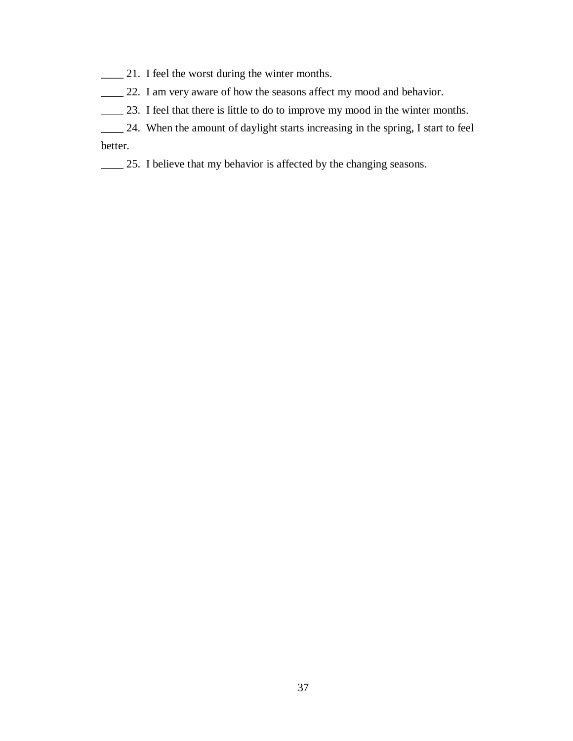____ 21. I feel the worst during the winter months.

____ 22. I am very aware of how the seasons affect my mood and behavior.

____ 23. I feel that there is little to do to improve my mood in the winter months.

____ 24. When the amount of daylight starts increasing in the spring, I start to feel better.

____ 25. I believe that my behavior is affected by the changing seasons.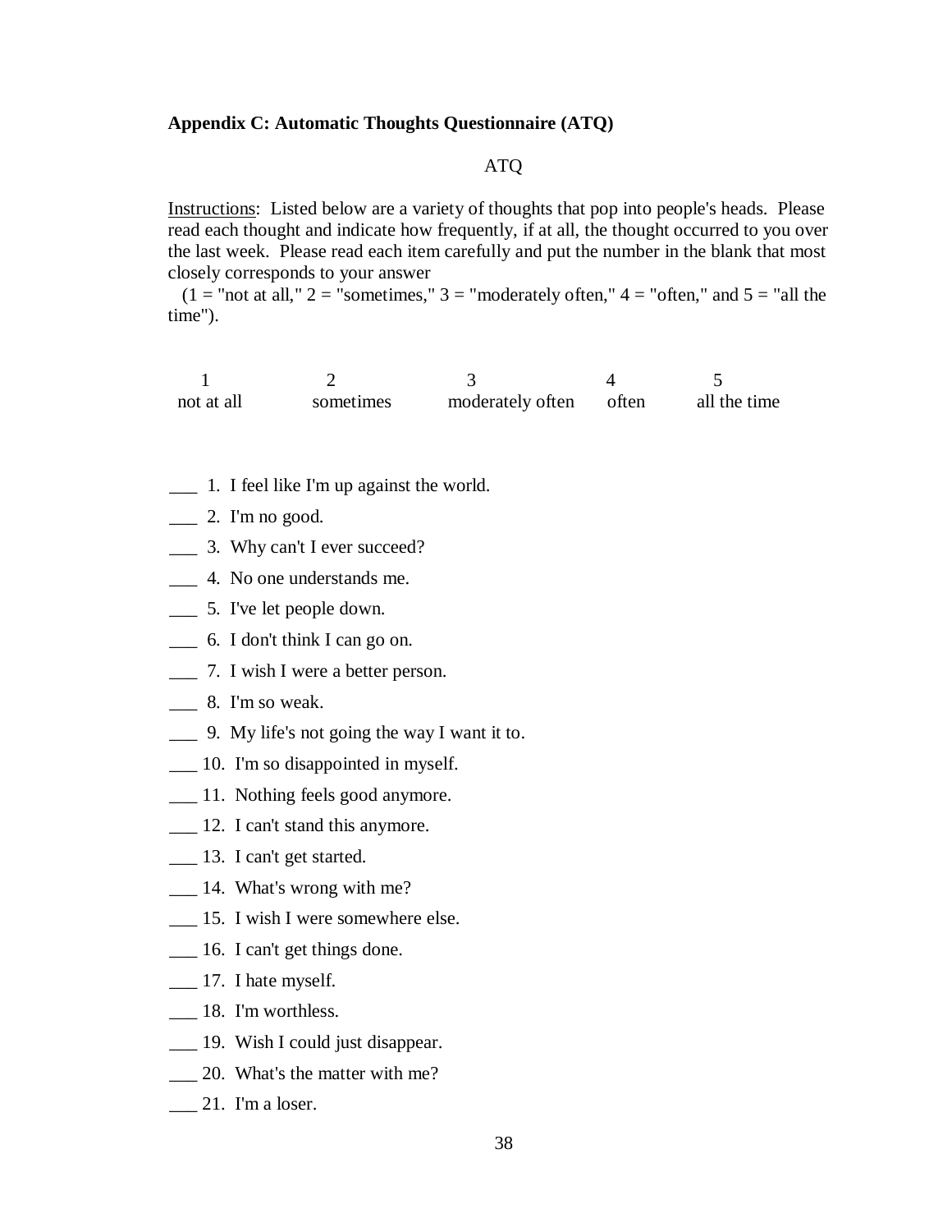**Appendix C: Automatic Thoughts Questionnaire (ATQ)**

ATQ

Instructions: Listed below are a variety of thoughts that pop into people's heads. Please read each thought and indicate how frequently, if at all, the thought occurred to you over the last week. Please read each item carefully and put the number in the blank that most closely corresponds to your answer (1 = "not at all," 2 = "sometimes," 3 = "moderately often," 4 = "often," and 5 = "all the time").

| 1 | 2 | 3 | 4 | 5 |
|---|---|---|---|---|
| not at all | sometimes | moderately often | often | all the time |

___ 1. I feel like I'm up against the world.

___ 2. I'm no good.

___ 3. Why can't I ever succeed?

___ 4. No one understands me.

___ 5. I've let people down.

___ 6. I don't think I can go on.

___ 7. I wish I were a better person.

___ 8. I'm so weak.

___ 9. My life's not going the way I want it to.

___ 10. I'm so disappointed in myself.

___ 11. Nothing feels good anymore.

___ 12. I can't stand this anymore.

___ 13. I can't get started.

___ 14. What's wrong with me?

___ 15. I wish I were somewhere else.

___ 16. I can't get things done.

___ 17. I hate myself.

___ 18. I'm worthless.

___ 19. Wish I could just disappear.

___ 20. What's the matter with me?

___ 21. I'm a loser.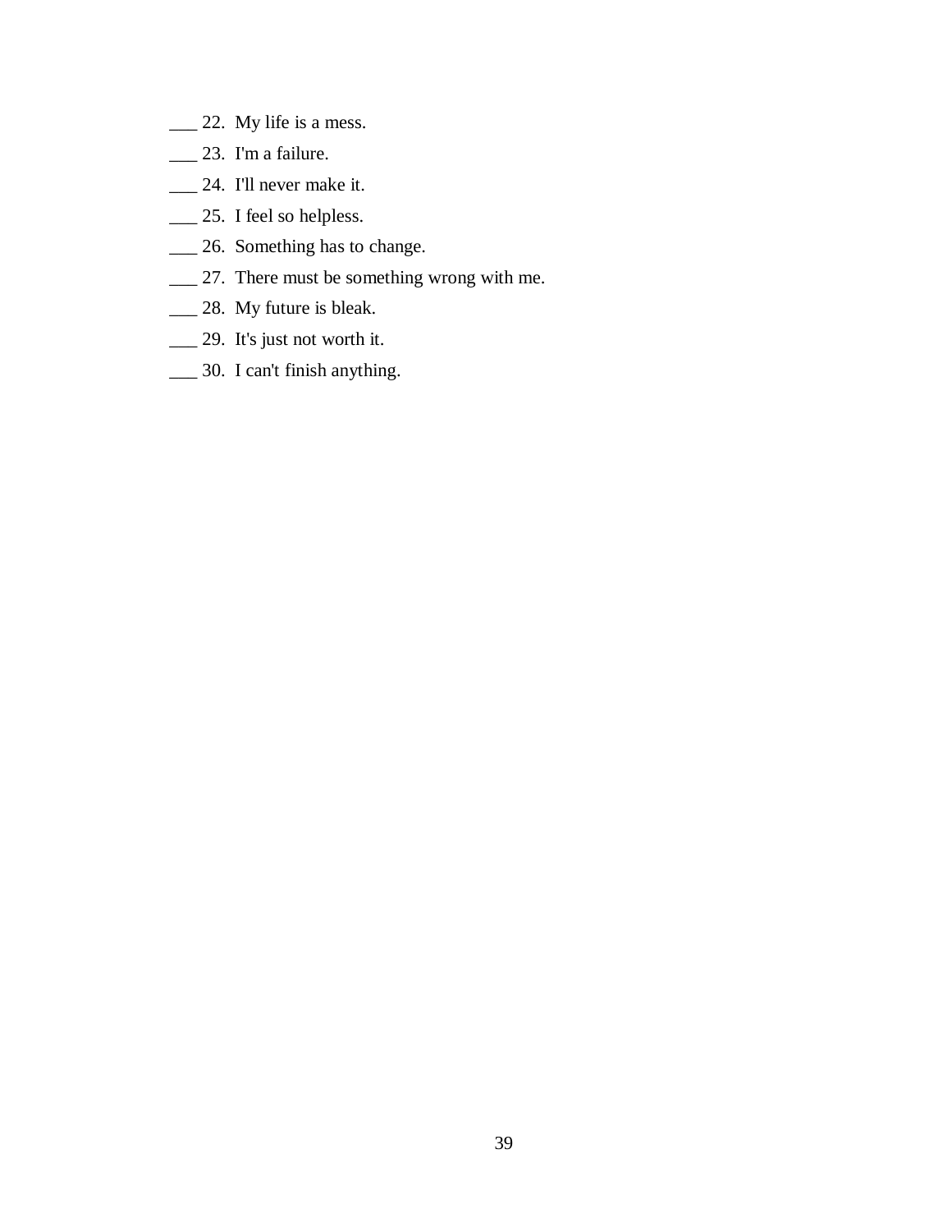___ 22. My life is a mess.

___ 23. I'm a failure.

___ 24. I'll never make it.

___ 25. I feel so helpless.

___ 26. Something has to change.

___ 27. There must be something wrong with me.

___ 28. My future is bleak.

___ 29. It's just not worth it.

___ 30. I can't finish anything.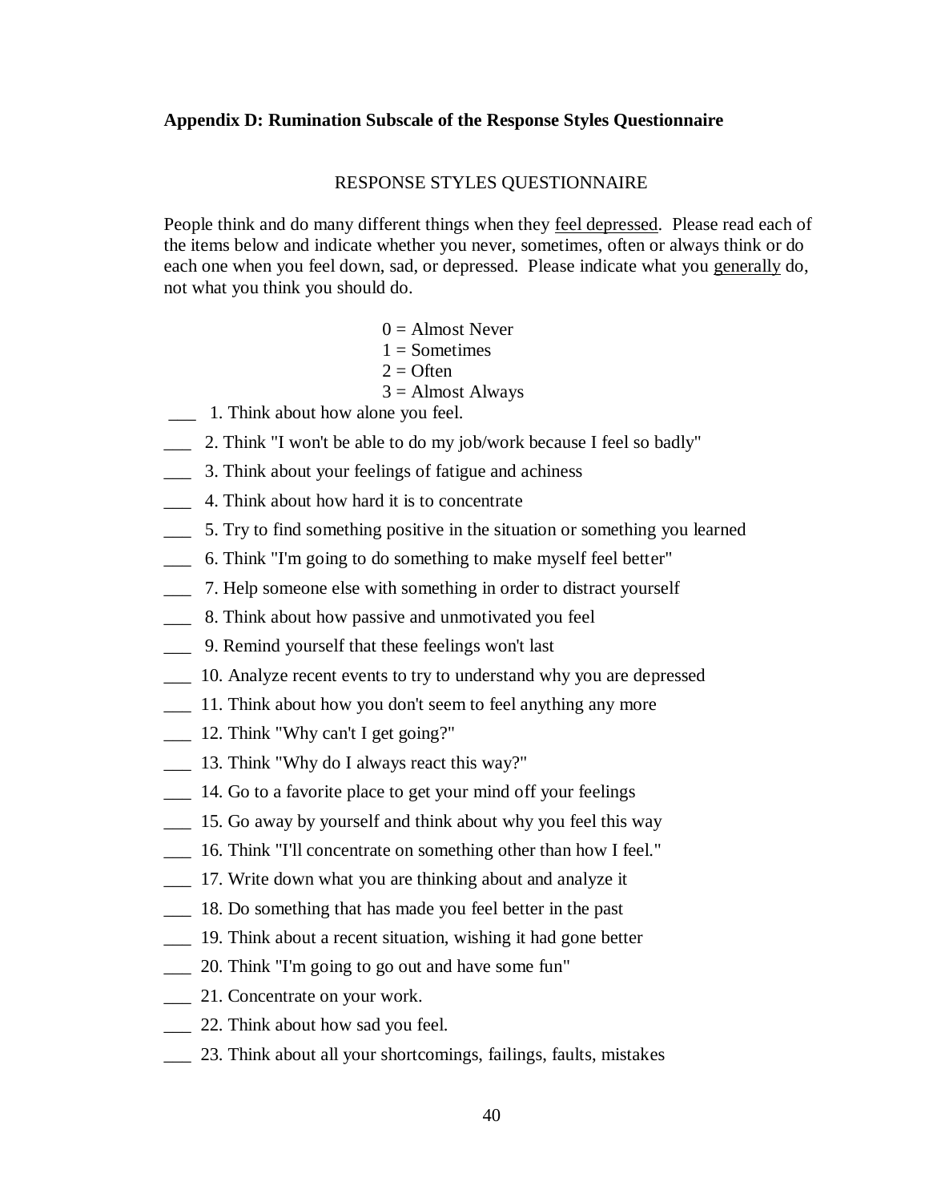**Appendix D: Rumination Subscale of the Response Styles Questionnaire**

RESPONSE STYLES QUESTIONNAIRE

People think and do many different things when they feel depressed. Please read each of the items below and indicate whether you never, sometimes, often or always think or do each one when you feel down, sad, or depressed. Please indicate what you generally do, not what you think you should do.

0 = Almost Never
1 = Sometimes
2 = Often
3 = Almost Always

___ 1. Think about how alone you feel.

___ 2. Think "I won't be able to do my job/work because I feel so badly"

___ 3. Think about your feelings of fatigue and achiness

___ 4. Think about how hard it is to concentrate

___ 5. Try to find something positive in the situation or something you learned

___ 6. Think "I'm going to do something to make myself feel better"

___ 7. Help someone else with something in order to distract yourself

___ 8. Think about how passive and unmotivated you feel

___ 9. Remind yourself that these feelings won't last

___ 10. Analyze recent events to try to understand why you are depressed

___ 11. Think about how you don't seem to feel anything any more

___ 12. Think "Why can't I get going?"

___ 13. Think "Why do I always react this way?"

___ 14. Go to a favorite place to get your mind off your feelings

___ 15. Go away by yourself and think about why you feel this way

___ 16. Think "I'll concentrate on something other than how I feel."

___ 17. Write down what you are thinking about and analyze it

___ 18. Do something that has made you feel better in the past

___ 19. Think about a recent situation, wishing it had gone better

___ 20. Think "I'm going to go out and have some fun"

___ 21. Concentrate on your work.

___ 22. Think about how sad you feel.

___ 23. Think about all your shortcomings, failings, faults, mistakes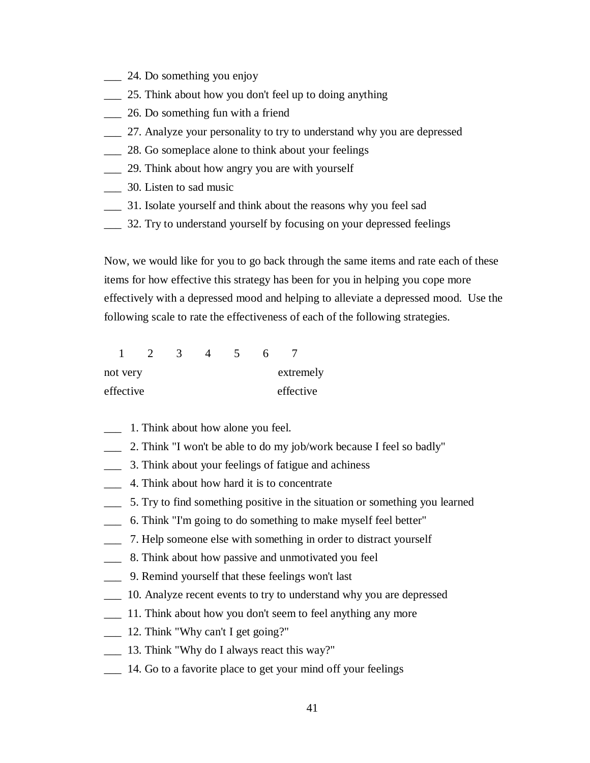___ 24. Do something you enjoy
___ 25. Think about how you don't feel up to doing anything
___ 26. Do something fun with a friend
___ 27. Analyze your personality to try to understand why you are depressed
___ 28. Go someplace alone to think about your feelings
___ 29. Think about how angry you are with yourself
___ 30. Listen to sad music
___ 31. Isolate yourself and think about the reasons why you feel sad
___ 32. Try to understand yourself by focusing on your depressed feelings

Now, we would like for you to go back through the same items and rate each of these items for how effective this strategy has been for you in helping you cope more effectively with a depressed mood and helping to alleviate a depressed mood. Use the following scale to rate the effectiveness of each of the following strategies.

| 1 | 2 | 3 | 4 | 5 | 6 | 7 |
|---|---|---|---|---|---|---|
| not very effective | | | | | | extremely effective |

___ 1. Think about how alone you feel.
___ 2. Think "I won't be able to do my job/work because I feel so badly"
___ 3. Think about your feelings of fatigue and achiness
___ 4. Think about how hard it is to concentrate
___ 5. Try to find something positive in the situation or something you learned
___ 6. Think "I'm going to do something to make myself feel better"
___ 7. Help someone else with something in order to distract yourself
___ 8. Think about how passive and unmotivated you feel
___ 9. Remind yourself that these feelings won't last
___ 10. Analyze recent events to try to understand why you are depressed
___ 11. Think about how you don't seem to feel anything any more
___ 12. Think "Why can't I get going?"
___ 13. Think "Why do I always react this way?"
___ 14. Go to a favorite place to get your mind off your feelings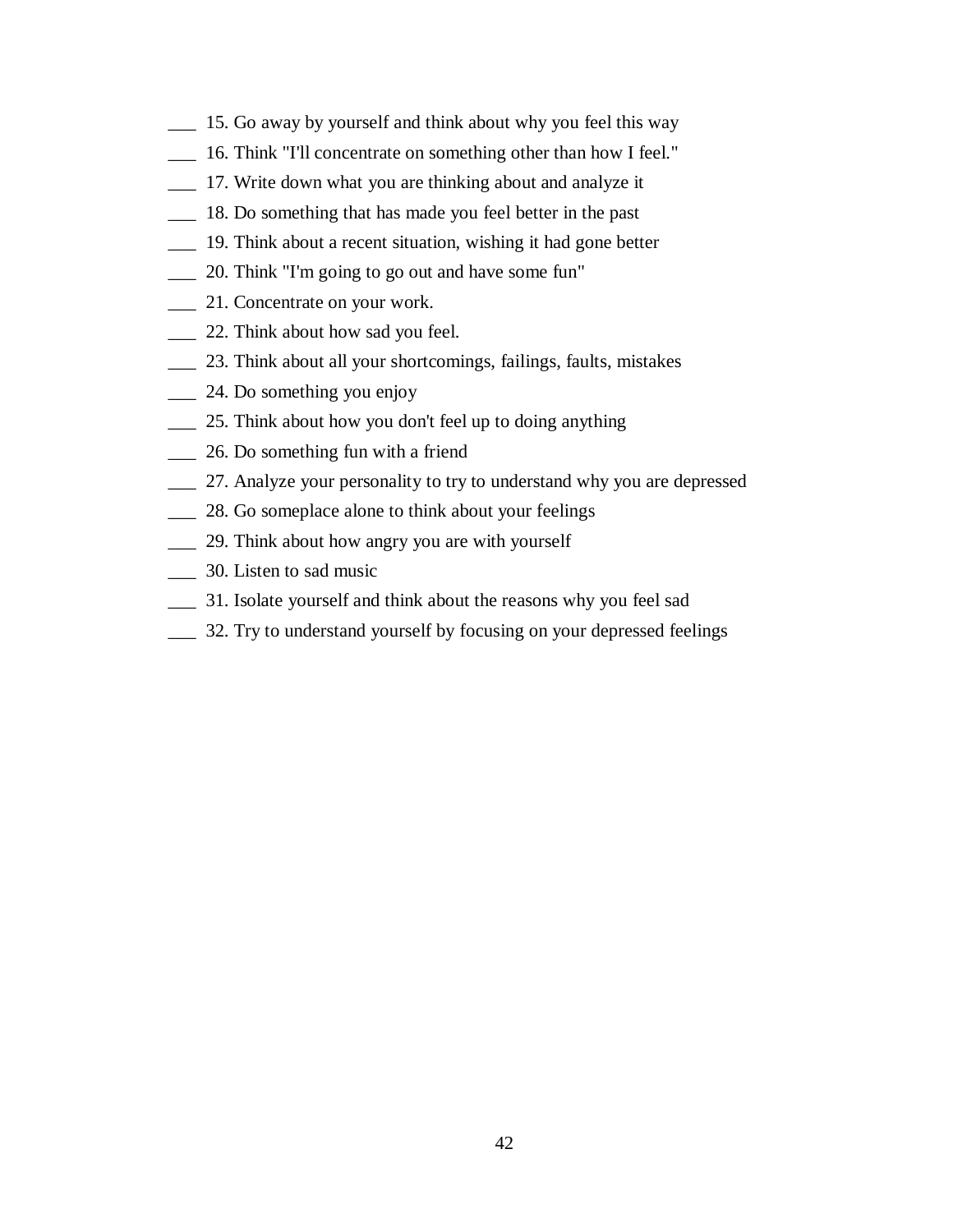___ 15. Go away by yourself and think about why you feel this way

___ 16. Think "I'll concentrate on something other than how I feel."

___ 17. Write down what you are thinking about and analyze it

___ 18. Do something that has made you feel better in the past

___ 19. Think about a recent situation, wishing it had gone better

___ 20. Think "I'm going to go out and have some fun"

___ 21. Concentrate on your work.

___ 22. Think about how sad you feel.

___ 23. Think about all your shortcomings, failings, faults, mistakes

___ 24. Do something you enjoy

___ 25. Think about how you don't feel up to doing anything

___ 26. Do something fun with a friend

___ 27. Analyze your personality to try to understand why you are depressed

___ 28. Go someplace alone to think about your feelings

___ 29. Think about how angry you are with yourself

___ 30. Listen to sad music

___ 31. Isolate yourself and think about the reasons why you feel sad

___ 32. Try to understand yourself by focusing on your depressed feelings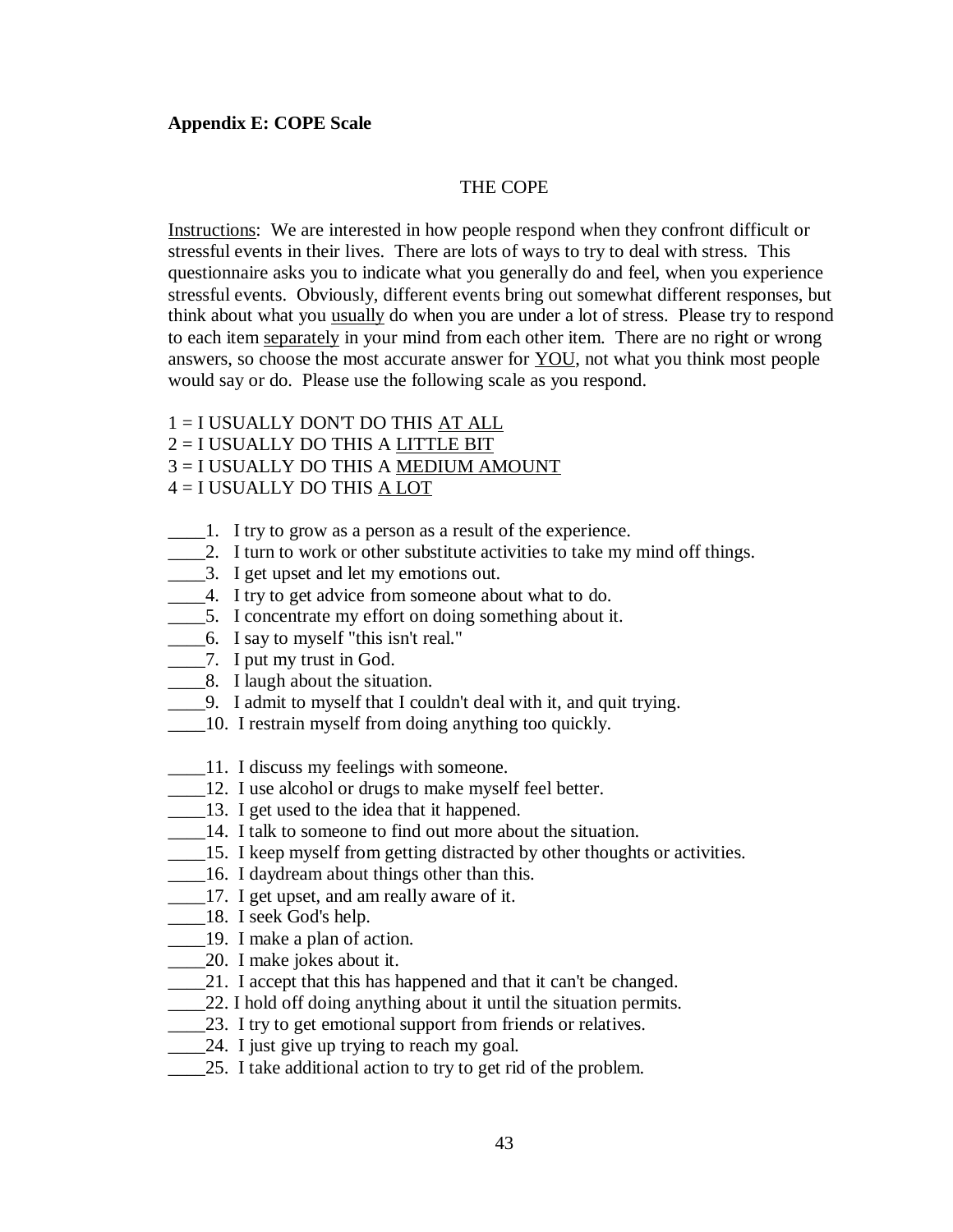**Appendix E: COPE Scale**

THE COPE

Instructions: We are interested in how people respond when they confront difficult or stressful events in their lives. There are lots of ways to try to deal with stress. This questionnaire asks you to indicate what you generally do and feel, when you experience stressful events. Obviously, different events bring out somewhat different responses, but think about what you usually do when you are under a lot of stress. Please try to respond to each item separately in your mind from each other item. There are no right or wrong answers, so choose the most accurate answer for YOU, not what you think most people would say or do. Please use the following scale as you respond.

1 = I USUALLY DON'T DO THIS AT ALL
2 = I USUALLY DO THIS A LITTLE BIT
3 = I USUALLY DO THIS A MEDIUM AMOUNT
4 = I USUALLY DO THIS A LOT

____1. I try to grow as a person as a result of the experience.
____2. I turn to work or other substitute activities to take my mind off things.
____3. I get upset and let my emotions out.
____4. I try to get advice from someone about what to do.
____5. I concentrate my effort on doing something about it.
____6. I say to myself "this isn't real."
____7. I put my trust in God.
____8. I laugh about the situation.
____9. I admit to myself that I couldn't deal with it, and quit trying.
____10. I restrain myself from doing anything too quickly.

____11. I discuss my feelings with someone.
____12. I use alcohol or drugs to make myself feel better.
____13. I get used to the idea that it happened.
____14. I talk to someone to find out more about the situation.
____15. I keep myself from getting distracted by other thoughts or activities.
____16. I daydream about things other than this.
____17. I get upset, and am really aware of it.
____18. I seek God's help.
____19. I make a plan of action.
____20. I make jokes about it.
____21. I accept that this has happened and that it can't be changed.
____22. I hold off doing anything about it until the situation permits.
____23. I try to get emotional support from friends or relatives.
____24. I just give up trying to reach my goal.
____25. I take additional action to try to get rid of the problem.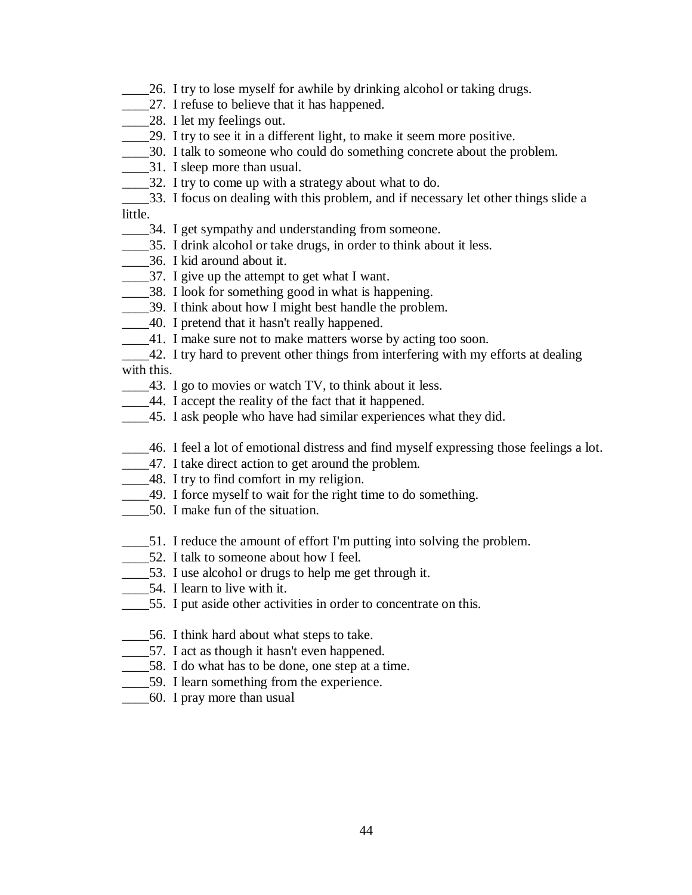\_\_\_\_26. I try to lose myself for awhile by drinking alcohol or taking drugs.
____27. I refuse to believe that it has happened.
____28. I let my feelings out.
____29. I try to see it in a different light, to make it seem more positive.
____30. I talk to someone who could do something concrete about the problem.
____31. I sleep more than usual.
____32. I try to come up with a strategy about what to do.
____33. I focus on dealing with this problem, and if necessary let other things slide a little.
____34. I get sympathy and understanding from someone.
____35. I drink alcohol or take drugs, in order to think about it less.
____36. I kid around about it.
____37. I give up the attempt to get what I want.
____38. I look for something good in what is happening.
____39. I think about how I might best handle the problem.
____40. I pretend that it hasn't really happened.
____41. I make sure not to make matters worse by acting too soon.
____42. I try hard to prevent other things from interfering with my efforts at dealing with this.
____43. I go to movies or watch TV, to think about it less.
____44. I accept the reality of the fact that it happened.
____45. I ask people who have had similar experiences what they did.

____46. I feel a lot of emotional distress and find myself expressing those feelings a lot.
____47. I take direct action to get around the problem.
____48. I try to find comfort in my religion.
____49. I force myself to wait for the right time to do something.
____50. I make fun of the situation.

____51. I reduce the amount of effort I'm putting into solving the problem.
____52. I talk to someone about how I feel.
____53. I use alcohol or drugs to help me get through it.
____54. I learn to live with it.
____55. I put aside other activities in order to concentrate on this.

____56. I think hard about what steps to take.
____57. I act as though it hasn't even happened.
____58. I do what has to be done, one step at a time.
____59. I learn something from the experience.
____60. I pray more than usual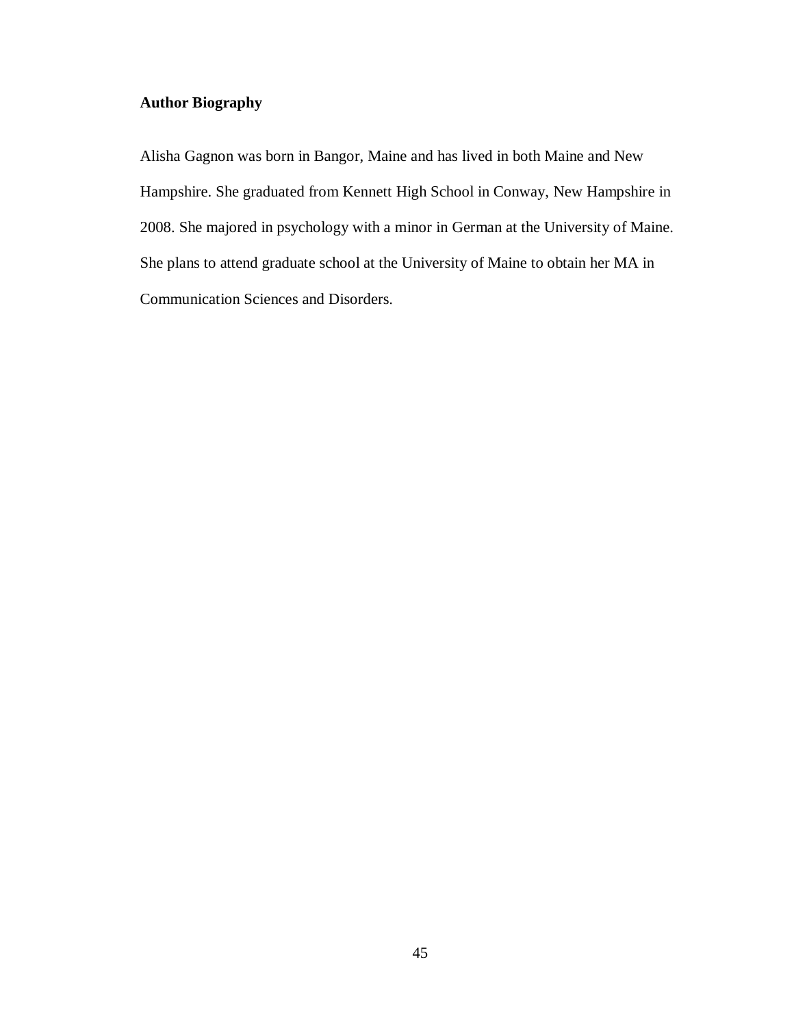**Author Biography**

Alisha Gagnon was born in Bangor, Maine and has lived in both Maine and New Hampshire. She graduated from Kennett High School in Conway, New Hampshire in 2008. She majored in psychology with a minor in German at the University of Maine. She plans to attend graduate school at the University of Maine to obtain her MA in Communication Sciences and Disorders.